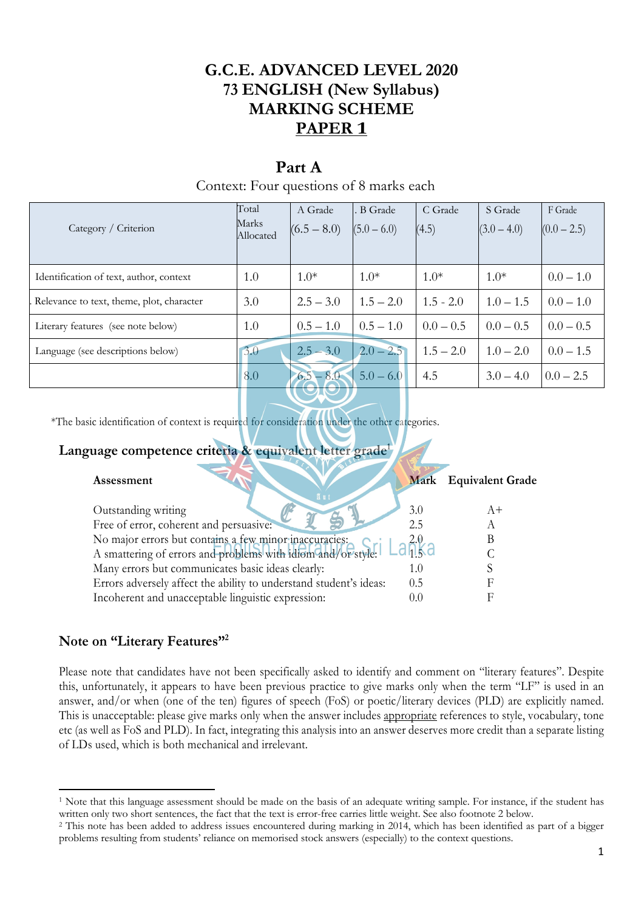# G.C.E. ADVANCED LEVEL 2020
# 73 ENGLISH (New Syllabus)
# MARKING SCHEME
# PAPER 1

## Part A

Context: Four questions of 8 marks each

| Category / Criterion | Total Marks Allocated | A Grade (6.5 – 8.0) | . B Grade (5.0 – 6.0) | C Grade (4.5) | S Grade (3.0 – 4.0) | F Grade (0.0 – 2.5) |
|---|---|---|---|---|---|---|
| Identification of text, author, context | 1.0 | 1.0* | 1.0* | 1.0* | 1.0* | 0.0 – 1.0 |
| . Relevance to text, theme, plot, character | 3.0 | 2.5 – 3.0 | 1.5 – 2.0 | 1.5 - 2.0 | 1.0 – 1.5 | 0.0 – 1.0 |
| Literary features (see note below) | 1.0 | 0.5 – 1.0 | 0.5 – 1.0 | 0.0 – 0.5 | 0.0 – 0.5 | 0.0 – 0.5 |
| Language (see descriptions below) | 3.0 | 2.5 – 3.0 | 2.0 – 2.5 | 1.5 – 2.0 | 1.0 – 2.0 | 0.0 – 1.5 |
| | 8.0 | 6.5 – 8.0 | 5.0 – 6.0 | 4.5 | 3.0 – 4.0 | 0.0 – 2.5 |

*The basic identification of context is required for consideration under the other categories.

### Language competence criteria & equivalent letter grade[1]

| Assessment | Mark | Equivalent Grade |
|---|---|---|
| Outstanding writing | 3.0 | A+ |
| Free of error, coherent and persuasive: | 2.5 | A |
| No major errors but contains a few minor inaccuracies: | 2.0 | B |
| A smattering of errors and problems with idiom and/or style: | 1.5 | C |
| Many errors but communicates basic ideas clearly: | 1.0 | S |
| Errors adversely affect the ability to understand student's ideas: | 0.5 | F |
| Incoherent and unacceptable linguistic expression: | 0.0 | F |

### Note on "Literary Features"[2]

Please note that candidates have not been specifically asked to identify and comment on "literary features". Despite this, unfortunately, it appears to have been previous practice to give marks only when the term "LF" is used in an answer, and/or when (one of the ten) figures of speech (FoS) or poetic/literary devices (PLD) are explicitly named. This is unacceptable: please give marks only when the answer includes appropriate references to style, vocabulary, tone etc (as well as FoS and PLD). In fact, integrating this analysis into an answer deserves more credit than a separate listing of LDs used, which is both mechanical and irrelevant.

---

[1] Note that this language assessment should be made on the basis of an adequate writing sample. For instance, if the student has written only two short sentences, the fact that the text is error-free carries little weight. See also footnote 2 below.

[2] This note has been added to address issues encountered during marking in 2014, which has been identified as part of a bigger problems resulting from students' reliance on memorised stock answers (especially) to the context questions.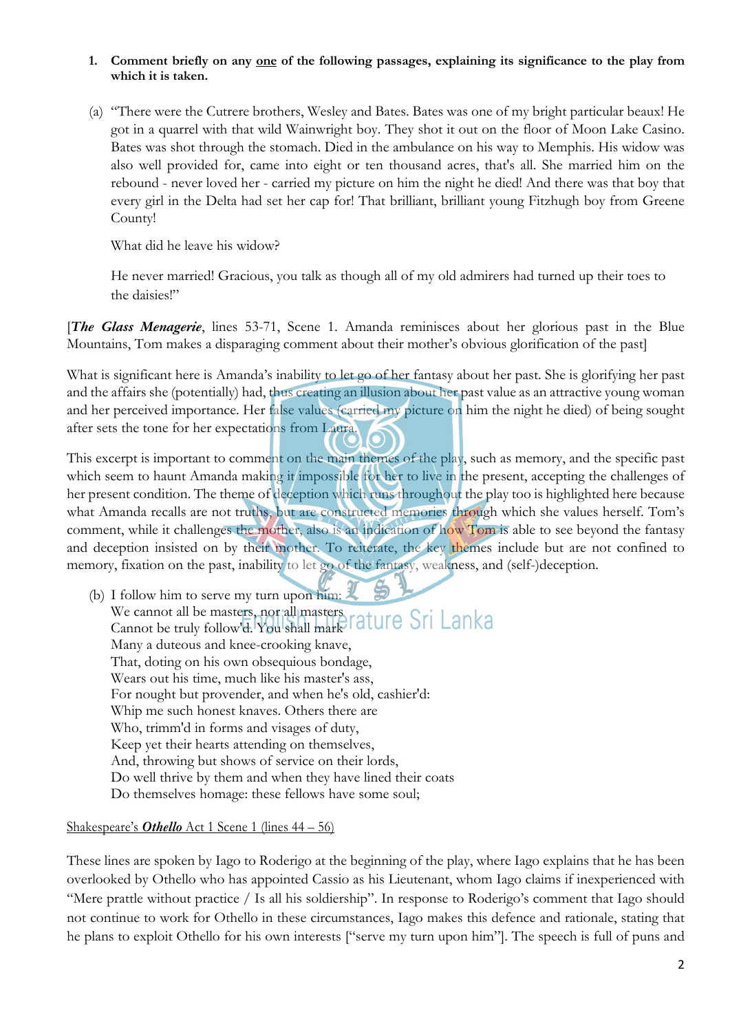1. **Comment briefly on any <u>one</u> of the following passages, explaining its significance to the play from which it is taken.**

(a) "There were the Cutrere brothers, Wesley and Bates. Bates was one of my bright particular beaux! He got in a quarrel with that wild Wainwright boy. They shot it out on the floor of Moon Lake Casino. Bates was shot through the stomach. Died in the ambulance on his way to Memphis. His widow was also well provided for, came into eight or ten thousand acres, that's all. She married him on the rebound - never loved her - carried my picture on him the night he died! And there was that boy that every girl in the Delta had set her cap for! That brilliant, brilliant young Fitzhugh boy from Greene County!

What did he leave his widow?

He never married! Gracious, you talk as though all of my old admirers had turned up their toes to the daisies!"

[***The Glass Menagerie***, lines 53-71, Scene 1. Amanda reminisces about her glorious past in the Blue Mountains, Tom makes a disparaging comment about their mother's obvious glorification of the past]

What is significant here is Amanda's inability to let go of her fantasy about her past. She is glorifying her past and the affairs she (potentially) had, thus creating an illusion about her past value as an attractive young woman and her perceived importance. Her false values (carried my picture on him the night he died) of being sought after sets the tone for her expectations from Laura.

This excerpt is important to comment on the main themes of the play, such as memory, and the specific past which seem to haunt Amanda making it impossible for her to live in the present, accepting the challenges of her present condition. The theme of deception which runs throughout the play too is highlighted here because what Amanda recalls are not truths, but are constructed memories through which she values herself. Tom's comment, while it challenges the mother, also is an indication of how Tom is able to see beyond the fantasy and deception insisted on by their mother. To reiterate, the key themes include but are not confined to memory, fixation on the past, inability to let go of the fantasy, weakness, and (self-)deception.

(b) I follow him to serve my turn upon him:
We cannot all be masters, nor all masters
Cannot be truly follow'd. You shall mark
Many a duteous and knee-crooking knave,
That, doting on his own obsequious bondage,
Wears out his time, much like his master's ass,
For nought but provender, and when he's old, cashier'd:
Whip me such honest knaves. Others there are
Who, trimm'd in forms and visages of duty,
Keep yet their hearts attending on themselves,
And, throwing but shows of service on their lords,
Do well thrive by them and when they have lined their coats
Do themselves homage: these fellows have some soul;

<u>Shakespeare's ***Othello*** Act 1 Scene 1 (lines 44 – 56)</u>

These lines are spoken by Iago to Roderigo at the beginning of the play, where Iago explains that he has been overlooked by Othello who has appointed Cassio as his Lieutenant, whom Iago claims if inexperienced with "Mere prattle without practice / Is all his soldiership". In response to Roderigo's comment that Iago should not continue to work for Othello in these circumstances, Iago makes this defence and rationale, stating that he plans to exploit Othello for his own interests ["serve my turn upon him"]. The speech is full of puns and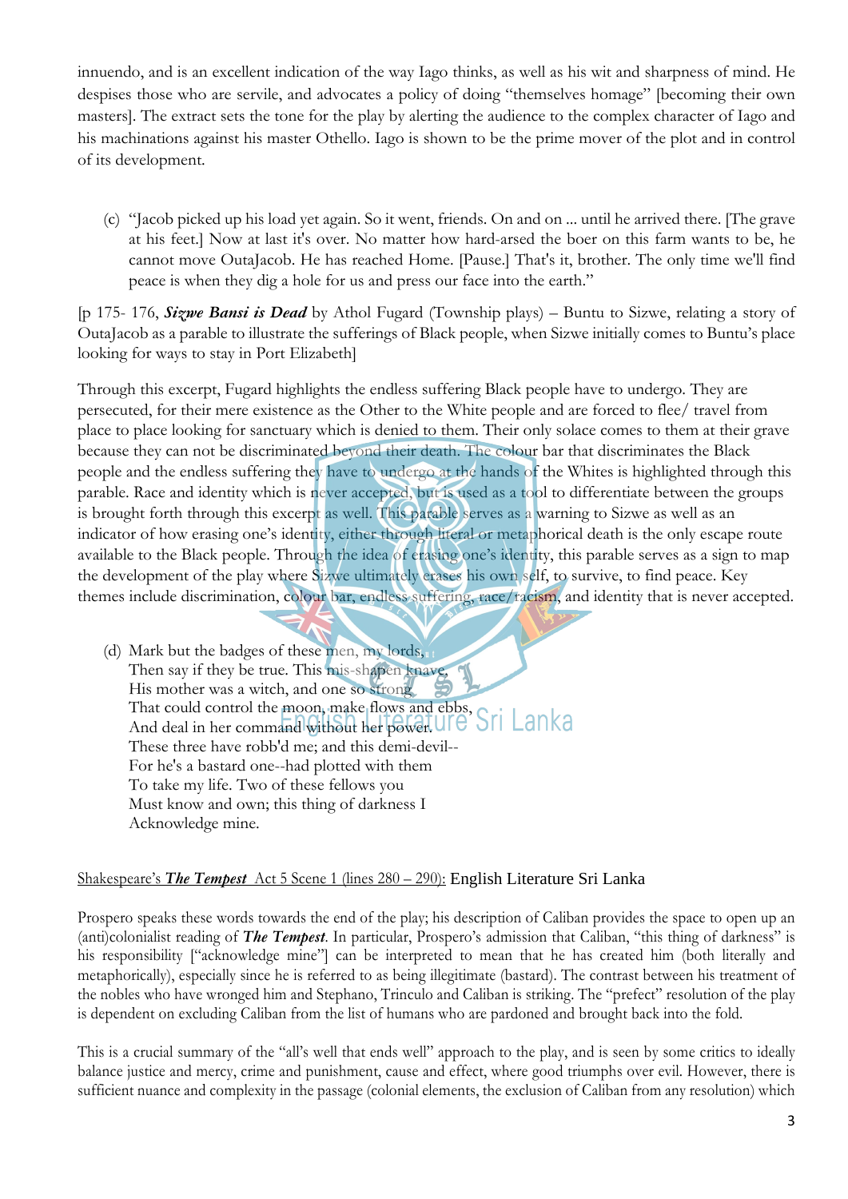innuendo, and is an excellent indication of the way Iago thinks, as well as his wit and sharpness of mind. He despises those who are servile, and advocates a policy of doing "themselves homage" [becoming their own masters]. The extract sets the tone for the play by alerting the audience to the complex character of Iago and his machinations against his master Othello. Iago is shown to be the prime mover of the plot and in control of its development.

(c) "Jacob picked up his load yet again. So it went, friends. On and on ... until he arrived there. [The grave at his feet.] Now at last it's over. No matter how hard-arsed the boer on this farm wants to be, he cannot move OutaJacob. He has reached Home. [Pause.] That's it, brother. The only time we'll find peace is when they dig a hole for us and press our face into the earth."

[p 175- 176, ***Sizwe Bansi is Dead*** by Athol Fugard (Township plays) – Buntu to Sizwe, relating a story of OutaJacob as a parable to illustrate the sufferings of Black people, when Sizwe initially comes to Buntu's place looking for ways to stay in Port Elizabeth]

Through this excerpt, Fugard highlights the endless suffering Black people have to undergo. They are persecuted, for their mere existence as the Other to the White people and are forced to flee/ travel from place to place looking for sanctuary which is denied to them. Their only solace comes to them at their grave because they can not be discriminated beyond their death. The colour bar that discriminates the Black people and the endless suffering they have to undergo at the hands of the Whites is highlighted through this parable. Race and identity which is never accepted, but is used as a tool to differentiate between the groups is brought forth through this excerpt as well. This parable serves as a warning to Sizwe as well as an indicator of how erasing one's identity, either through literal or metaphorical death is the only escape route available to the Black people. Through the idea of erasing one's identity, this parable serves as a sign to map the development of the play where Sizwe ultimately erases his own self, to survive, to find peace. Key themes include discrimination, colour bar, endless suffering, race/racism, and identity that is never accepted.

(d) Mark but the badges of these men, my lords,
Then say if they be true. This mis-shapen knave,
His mother was a witch, and one so strong
That could control the moon, make flows and ebbs,
And deal in her command without her power.
These three have robb'd me; and this demi-devil--
For he's a bastard one--had plotted with them
To take my life. Two of these fellows you
Must know and own; this thing of darkness I
Acknowledge mine.

<u>Shakespeare's ***The Tempest*** Act 5 Scene 1 (lines 280 – 290):</u> English Literature Sri Lanka

Prospero speaks these words towards the end of the play; his description of Caliban provides the space to open up an (anti)colonialist reading of ***The Tempest***. In particular, Prospero's admission that Caliban, "this thing of darkness" is his responsibility ["acknowledge mine"] can be interpreted to mean that he has created him (both literally and metaphorically), especially since he is referred to as being illegitimate (bastard). The contrast between his treatment of the nobles who have wronged him and Stephano, Trinculo and Caliban is striking. The "prefect" resolution of the play is dependent on excluding Caliban from the list of humans who are pardoned and brought back into the fold.

This is a crucial summary of the "all's well that ends well" approach to the play, and is seen by some critics to ideally balance justice and mercy, crime and punishment, cause and effect, where good triumphs over evil. However, there is sufficient nuance and complexity in the passage (colonial elements, the exclusion of Caliban from any resolution) which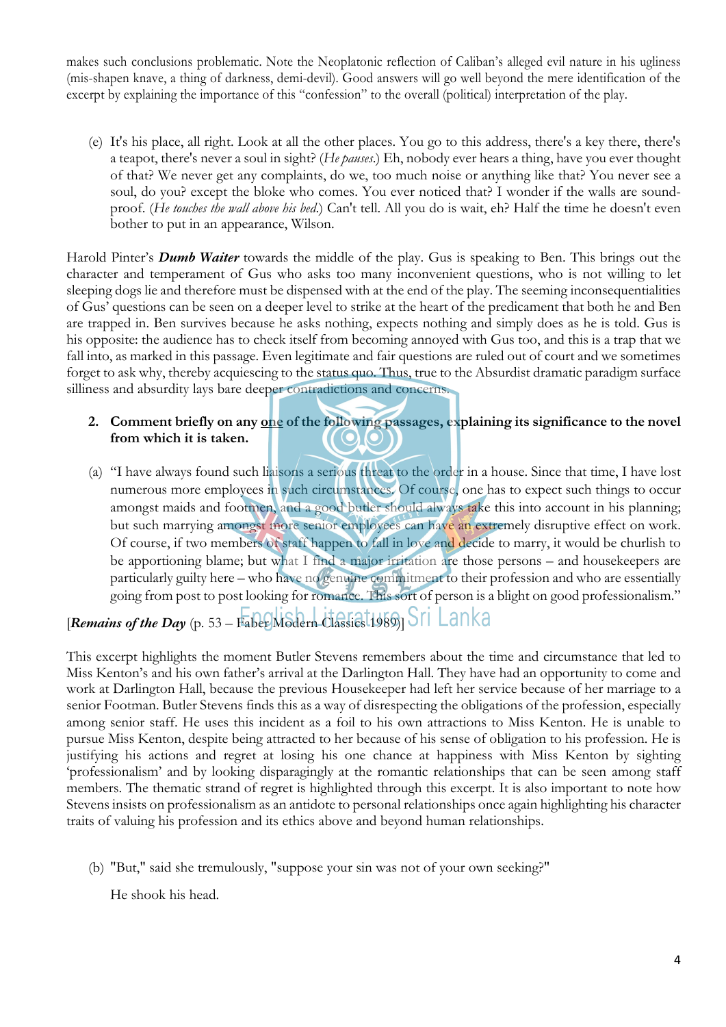makes such conclusions problematic. Note the Neoplatonic reflection of Caliban's alleged evil nature in his ugliness (mis-shapen knave, a thing of darkness, demi-devil). Good answers will go well beyond the mere identification of the excerpt by explaining the importance of this "confession" to the overall (political) interpretation of the play.

(e) It's his place, all right. Look at all the other places. You go to this address, there's a key there, there's a teapot, there's never a soul in sight? (*He pauses.*) Eh, nobody ever hears a thing, have you ever thought of that? We never get any complaints, do we, too much noise or anything like that? You never see a soul, do you? except the bloke who comes. You ever noticed that? I wonder if the walls are sound-proof. (*He touches the wall above his bed.*) Can't tell. All you do is wait, eh? Half the time he doesn't even bother to put in an appearance, Wilson.

Harold Pinter's ***Dumb Waiter*** towards the middle of the play. Gus is speaking to Ben. This brings out the character and temperament of Gus who asks too many inconvenient questions, who is not willing to let sleeping dogs lie and therefore must be dispensed with at the end of the play. The seeming inconsequentialities of Gus' questions can be seen on a deeper level to strike at the heart of the predicament that both he and Ben are trapped in. Ben survives because he asks nothing, expects nothing and simply does as he is told. Gus is his opposite: the audience has to check itself from becoming annoyed with Gus too, and this is a trap that we fall into, as marked in this passage. Even legitimate and fair questions are ruled out of court and we sometimes forget to ask why, thereby acquiescing to the status quo. Thus, true to the Absurdist dramatic paradigm surface silliness and absurdity lays bare deeper contradictions and concerns.

**2. Comment briefly on any <u>one</u> of the following passages, explaining its significance to the novel from which it is taken.**

(a) "I have always found such liaisons a serious threat to the order in a house. Since that time, I have lost numerous more employees in such circumstances. Of course, one has to expect such things to occur amongst maids and footmen, and a good butler should always take this into account in his planning; but such marrying amongst more senior employees can have an extremely disruptive effect on work. Of course, if two members of staff happen to fall in love and decide to marry, it would be churlish to be apportioning blame; but what I find a major irritation are those persons – and housekeepers are particularly guilty here – who have no genuine commitment to their profession and who are essentially going from post to post looking for romance. This sort of person is a blight on good professionalism."

[***Remains of the Day*** (p. 53 – Faber Modern Classics 1989)]

This excerpt highlights the moment Butler Stevens remembers about the time and circumstance that led to Miss Kenton's and his own father's arrival at the Darlington Hall. They have had an opportunity to come and work at Darlington Hall, because the previous Housekeeper had left her service because of her marriage to a senior Footman. Butler Stevens finds this as a way of disrespecting the obligations of the profession, especially among senior staff. He uses this incident as a foil to his own attractions to Miss Kenton. He is unable to pursue Miss Kenton, despite being attracted to her because of his sense of obligation to his profession. He is justifying his actions and regret at losing his one chance at happiness with Miss Kenton by sighting 'professionalism' and by looking disparagingly at the romantic relationships that can be seen among staff members. The thematic strand of regret is highlighted through this excerpt. It is also important to note how Stevens insists on professionalism as an antidote to personal relationships once again highlighting his character traits of valuing his profession and its ethics above and beyond human relationships.

(b) "But," said she tremulously, "suppose your sin was not of your own seeking?"

He shook his head.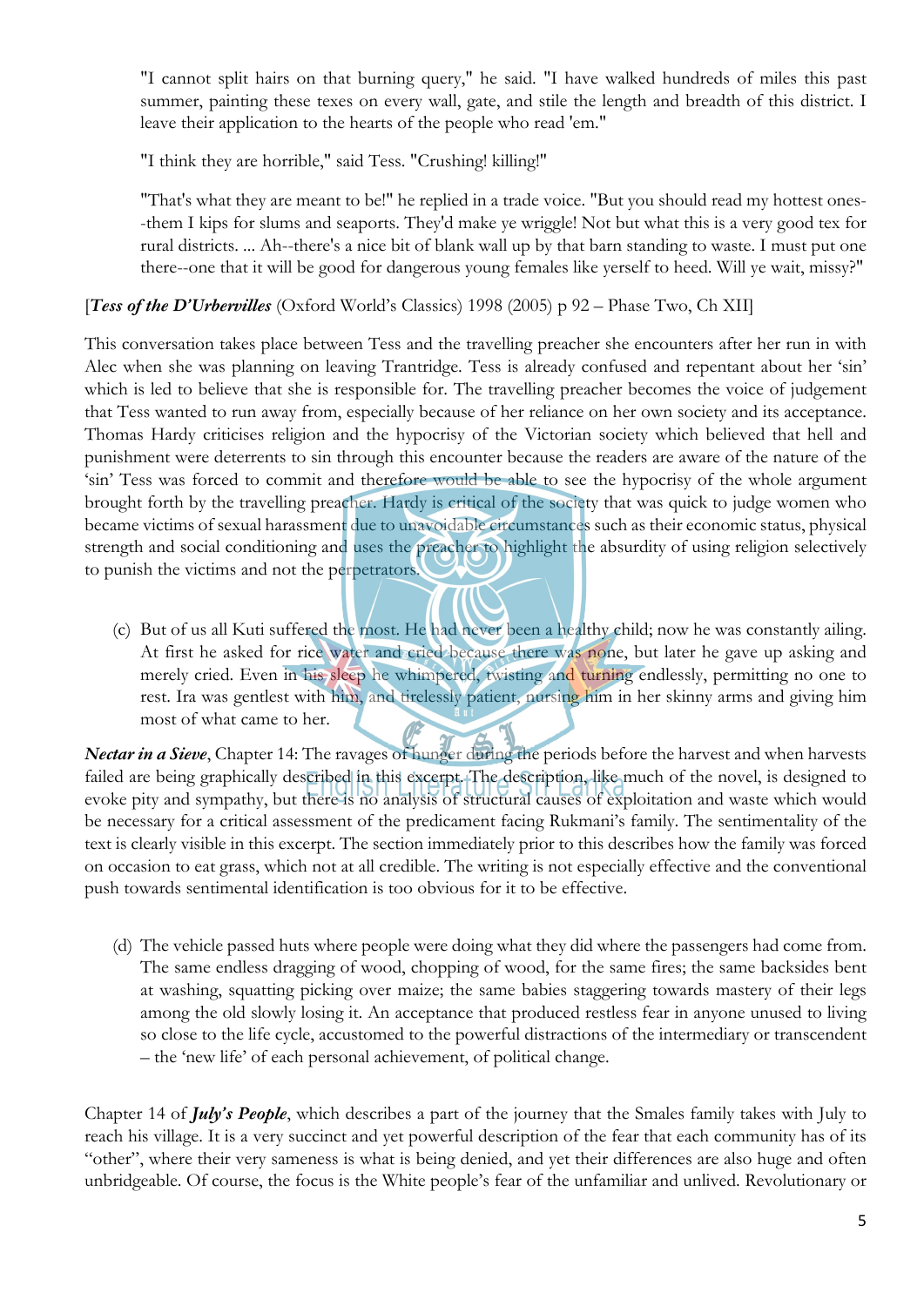> "I cannot split hairs on that burning query," he said. "I have walked hundreds of miles this past summer, painting these texes on every wall, gate, and stile the length and breadth of this district. I leave their application to the hearts of the people who read 'em."
>
> "I think they are horrible," said Tess. "Crushing! killing!"
>
> "That's what they are meant to be!" he replied in a trade voice. "But you should read my hottest ones--them I kips for slums and seaports. They'd make ye wriggle! Not but what this is a very good tex for rural districts. ... Ah--there's a nice bit of blank wall up by that barn standing to waste. I must put one there--one that it will be good for dangerous young females like yerself to heed. Will ye wait, missy?"

[***Tess of the D'Urbervilles*** (Oxford World's Classics) 1998 (2005) p 92 – Phase Two, Ch XII]

This conversation takes place between Tess and the travelling preacher she encounters after her run in with Alec when she was planning on leaving Trantridge. Tess is already confused and repentant about her 'sin' which is led to believe that she is responsible for. The travelling preacher becomes the voice of judgement that Tess wanted to run away from, especially because of her reliance on her own society and its acceptance. Thomas Hardy criticises religion and the hypocrisy of the Victorian society which believed that hell and punishment were deterrents to sin through this encounter because the readers are aware of the nature of the 'sin' Tess was forced to commit and therefore would be able to see the hypocrisy of the whole argument brought forth by the travelling preacher. Hardy is critical of the society that was quick to judge women who became victims of sexual harassment due to unavoidable circumstances such as their economic status, physical strength and social conditioning and uses the preacher to highlight the absurdity of using religion selectively to punish the victims and not the perpetrators.

(c) But of us all Kuti suffered the most. He had never been a healthy child; now he was constantly ailing. At first he asked for rice water and cried because there was none, but later he gave up asking and merely cried. Even in his sleep he whimpered, twisting and turning endlessly, permitting no one to rest. Ira was gentlest with him, and tirelessly patient, nursing him in her skinny arms and giving him most of what came to her.

***Nectar in a Sieve***, Chapter 14: The ravages of hunger during the periods before the harvest and when harvests failed are being graphically described in this excerpt. The description, like much of the novel, is designed to evoke pity and sympathy, but there is no analysis of structural causes of exploitation and waste which would be necessary for a critical assessment of the predicament facing Rukmani's family. The sentimentality of the text is clearly visible in this excerpt. The section immediately prior to this describes how the family was forced on occasion to eat grass, which not at all credible. The writing is not especially effective and the conventional push towards sentimental identification is too obvious for it to be effective.

(d) The vehicle passed huts where people were doing what they did where the passengers had come from. The same endless dragging of wood, chopping of wood, for the same fires; the same backsides bent at washing, squatting picking over maize; the same babies staggering towards mastery of their legs among the old slowly losing it. An acceptance that produced restless fear in anyone unused to living so close to the life cycle, accustomed to the powerful distractions of the intermediary or transcendent – the 'new life' of each personal achievement, of political change.

Chapter 14 of ***July's People***, which describes a part of the journey that the Smales family takes with July to reach his village. It is a very succinct and yet powerful description of the fear that each community has of its "other", where their very sameness is what is being denied, and yet their differences are also huge and often unbridgeable. Of course, the focus is the White people's fear of the unfamiliar and unlived. Revolutionary or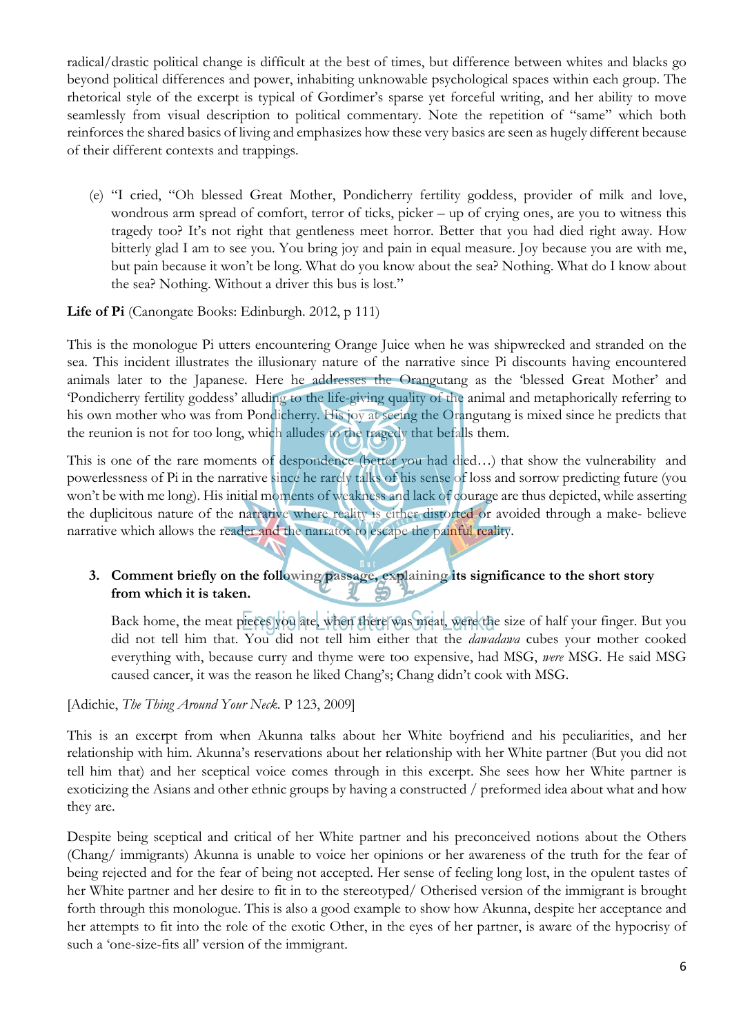radical/drastic political change is difficult at the best of times, but difference between whites and blacks go beyond political differences and power, inhabiting unknowable psychological spaces within each group. The rhetorical style of the excerpt is typical of Gordimer's sparse yet forceful writing, and her ability to move seamlessly from visual description to political commentary. Note the repetition of "same" which both reinforces the shared basics of living and emphasizes how these very basics are seen as hugely different because of their different contexts and trappings.

(e) "I cried, "Oh blessed Great Mother, Pondicherry fertility goddess, provider of milk and love, wondrous arm spread of comfort, terror of ticks, picker – up of crying ones, are you to witness this tragedy too? It's not right that gentleness meet horror. Better that you had died right away. How bitterly glad I am to see you. You bring joy and pain in equal measure. Joy because you are with me, but pain because it won't be long. What do you know about the sea? Nothing. What do I know about the sea? Nothing. Without a driver this bus is lost."

**Life of Pi** (Canongate Books: Edinburgh. 2012, p 111)

This is the monologue Pi utters encountering Orange Juice when he was shipwrecked and stranded on the sea. This incident illustrates the illusionary nature of the narrative since Pi discounts having encountered animals later to the Japanese. Here he addresses the Orangutang as the 'blessed Great Mother' and 'Pondicherry fertility goddess' alluding to the life-giving quality of the animal and metaphorically referring to his own mother who was from Pondicherry. His joy at seeing the Orangutang is mixed since he predicts that the reunion is not for too long, which alludes to the tragedy that befalls them.

This is one of the rare moments of despondence (better you had died…) that show the vulnerability and powerlessness of Pi in the narrative since he rarely talks of his sense of loss and sorrow predicting future (you won't be with me long). His initial moments of weakness and lack of courage are thus depicted, while asserting the duplicitous nature of the narrative where reality is either distorted or avoided through a make- believe narrative which allows the reader and the narrator to escape the painful reality.

3. **Comment briefly on the following passage, explaining its significance to the short story from which it is taken.**

Back home, the meat pieces you ate, when there was meat, were the size of half your finger. But you did not tell him that. You did not tell him either that the *dawadawa* cubes your mother cooked everything with, because curry and thyme were too expensive, had MSG, *were* MSG. He said MSG caused cancer, it was the reason he liked Chang's; Chang didn't cook with MSG.

[Adichie, *The Thing Around Your Neck*. P 123, 2009]

This is an excerpt from when Akunna talks about her White boyfriend and his peculiarities, and her relationship with him. Akunna's reservations about her relationship with her White partner (But you did not tell him that) and her sceptical voice comes through in this excerpt. She sees how her White partner is exoticizing the Asians and other ethnic groups by having a constructed / preformed idea about what and how they are.

Despite being sceptical and critical of her White partner and his preconceived notions about the Others (Chang/ immigrants) Akunna is unable to voice her opinions or her awareness of the truth for the fear of being rejected and for the fear of being not accepted. Her sense of feeling long lost, in the opulent tastes of her White partner and her desire to fit in to the stereotyped/ Otherised version of the immigrant is brought forth through this monologue. This is also a good example to show how Akunna, despite her acceptance and her attempts to fit into the role of the exotic Other, in the eyes of her partner, is aware of the hypocrisy of such a 'one-size-fits all' version of the immigrant.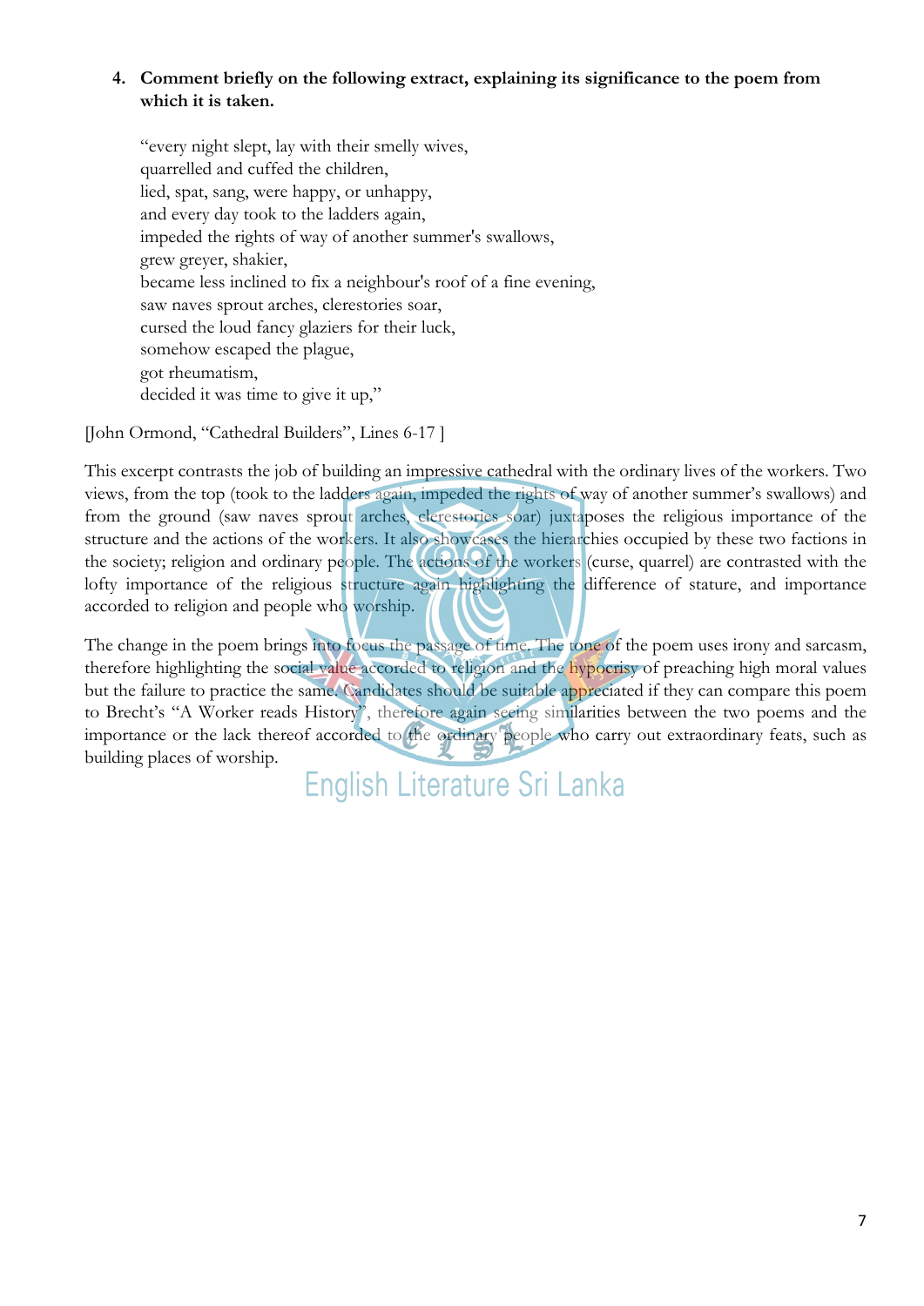4. **Comment briefly on the following extract, explaining its significance to the poem from which it is taken.**

> "every night slept, lay with their smelly wives,
> quarrelled and cuffed the children,
> lied, spat, sang, were happy, or unhappy,
> and every day took to the ladders again,
> impeded the rights of way of another summer's swallows,
> grew greyer, shakier,
> became less inclined to fix a neighbour's roof of a fine evening,
> saw naves sprout arches, clerestories soar,
> cursed the loud fancy glaziers for their luck,
> somehow escaped the plague,
> got rheumatism,
> decided it was time to give it up,"

[John Ormond, "Cathedral Builders", Lines 6-17 ]

This excerpt contrasts the job of building an impressive cathedral with the ordinary lives of the workers. Two views, from the top (took to the ladders again, impeded the rights of way of another summer's swallows) and from the ground (saw naves sprout arches, clerestories soar) juxtaposes the religious importance of the structure and the actions of the workers. It also showcases the hierarchies occupied by these two factions in the society; religion and ordinary people. The actions of the workers (curse, quarrel) are contrasted with the lofty importance of the religious structure again highlighting the difference of stature, and importance accorded to religion and people who worship.

The change in the poem brings into focus the passage of time. The tone of the poem uses irony and sarcasm, therefore highlighting the social value accorded to religion and the hypocrisy of preaching high moral values but the failure to practice the same. Candidates should be suitable appreciated if they can compare this poem to Brecht's "A Worker reads History", therefore again seeing similarities between the two poems and the importance or the lack thereof accorded to the ordinary people who carry out extraordinary feats, such as building places of worship.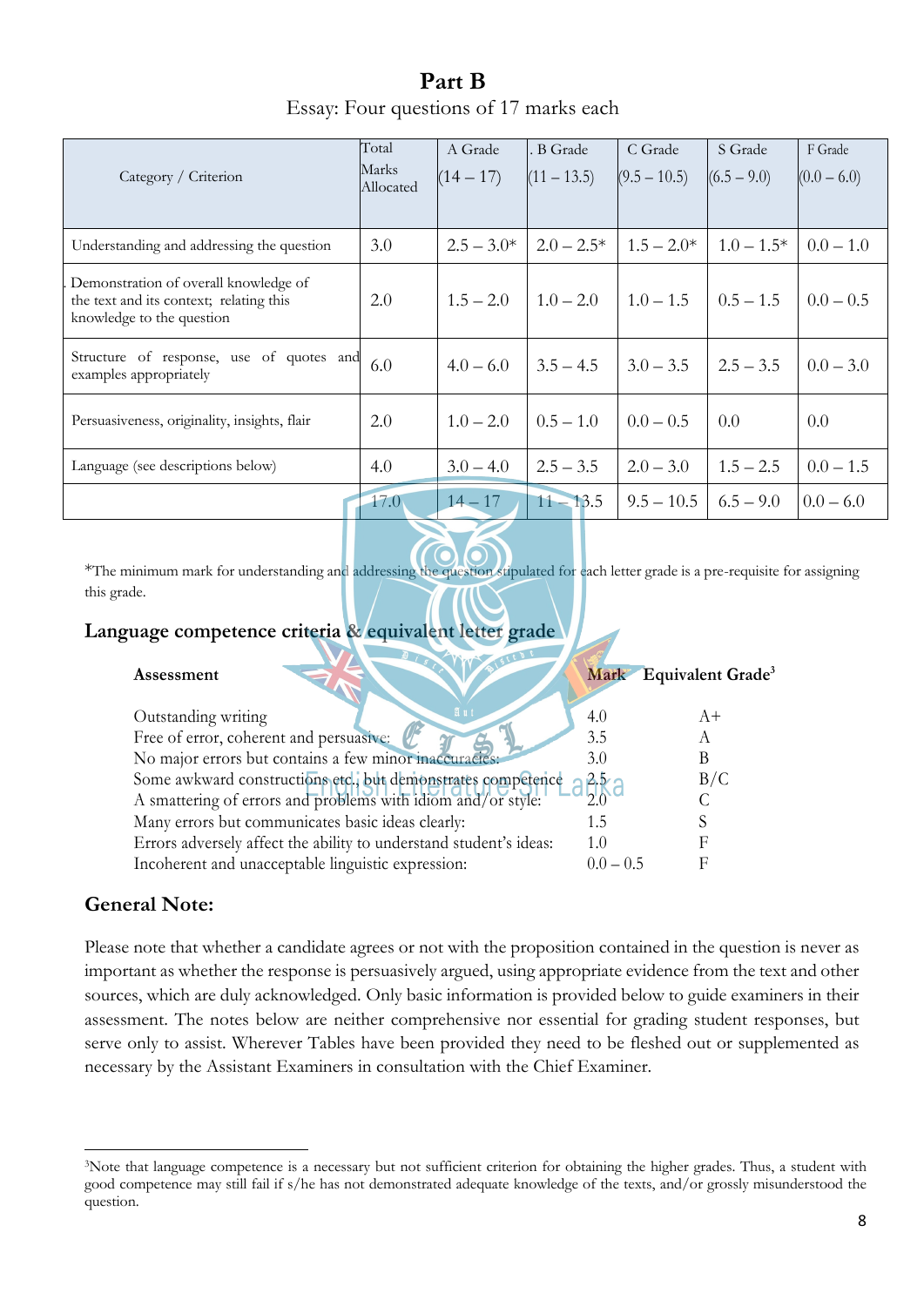# Part B

Essay: Four questions of 17 marks each

| Category / Criterion | Total Marks Allocated | A Grade (14 – 17) | . B Grade (11 – 13.5) | C Grade (9.5 – 10.5) | S Grade (6.5 – 9.0) | F Grade (0.0 – 6.0) |
|---|---|---|---|---|---|---|
| Understanding and addressing the question | 3.0 | 2.5 – 3.0* | 2.0 – 2.5* | 1.5 – 2.0* | 1.0 – 1.5* | 0.0 – 1.0 |
| . Demonstration of overall knowledge of the text and its context; relating this knowledge to the question | 2.0 | 1.5 – 2.0 | 1.0 – 2.0 | 1.0 – 1.5 | 0.5 – 1.5 | 0.0 – 0.5 |
| Structure of response, use of quotes and examples appropriately | 6.0 | 4.0 – 6.0 | 3.5 – 4.5 | 3.0 – 3.5 | 2.5 – 3.5 | 0.0 – 3.0 |
| Persuasiveness, originality, insights, flair | 2.0 | 1.0 – 2.0 | 0.5 – 1.0 | 0.0 – 0.5 | 0.0 | 0.0 |
| Language (see descriptions below) | 4.0 | 3.0 – 4.0 | 2.5 – 3.5 | 2.0 – 3.0 | 1.5 – 2.5 | 0.0 – 1.5 |
| | 17.0 | 14 – 17 | 11 – 13.5 | 9.5 – 10.5 | 6.5 – 9.0 | 0.0 – 6.0 |

*The minimum mark for understanding and addressing the question stipulated for each letter grade is a pre-requisite for assigning this grade.

## Language competence criteria & equivalent letter grade

| Assessment | Mark | Equivalent Grade[3] |
|---|---|---|
| Outstanding writing | 4.0 | A+ |
| Free of error, coherent and persuasive: | 3.5 | A |
| No major errors but contains a few minor inaccuracies: | 3.0 | B |
| Some awkward constructions etc. but demonstrates competence | 2.5 | B/C |
| A smattering of errors and problems with idiom and/or style: | 2.0 | C |
| Many errors but communicates basic ideas clearly: | 1.5 | S |
| Errors adversely affect the ability to understand student's ideas: | 1.0 | F |
| Incoherent and unacceptable linguistic expression: | 0.0 – 0.5 | F |

## General Note:

Please note that whether a candidate agrees or not with the proposition contained in the question is never as important as whether the response is persuasively argued, using appropriate evidence from the text and other sources, which are duly acknowledged. Only basic information is provided below to guide examiners in their assessment. The notes below are neither comprehensive nor essential for grading student responses, but serve only to assist. Wherever Tables have been provided they need to be fleshed out or supplemented as necessary by the Assistant Examiners in consultation with the Chief Examiner.

[3] Note that language competence is a necessary but not sufficient criterion for obtaining the higher grades. Thus, a student with good competence may still fail if s/he has not demonstrated adequate knowledge of the texts, and/or grossly misunderstood the question.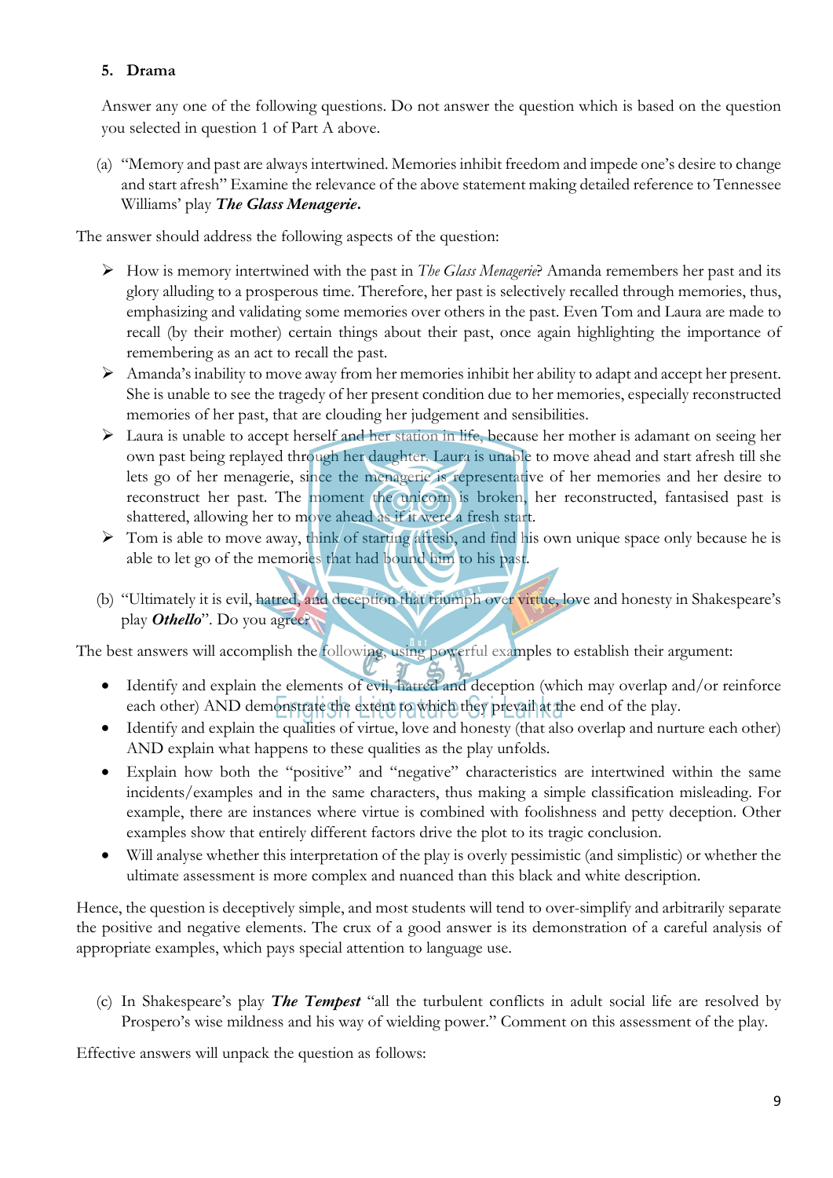## 5. Drama

Answer any one of the following questions. Do not answer the question which is based on the question you selected in question 1 of Part A above.

(a) "Memory and past are always intertwined. Memories inhibit freedom and impede one's desire to change and start afresh" Examine the relevance of the above statement making detailed reference to Tennessee Williams' play ***The Glass Menagerie***.

The answer should address the following aspects of the question:

- How is memory intertwined with the past in *The Glass Menagerie*? Amanda remembers her past and its glory alluding to a prosperous time. Therefore, her past is selectively recalled through memories, thus, emphasizing and validating some memories over others in the past. Even Tom and Laura are made to recall (by their mother) certain things about their past, once again highlighting the importance of remembering as an act to recall the past.
- Amanda's inability to move away from her memories inhibit her ability to adapt and accept her present. She is unable to see the tragedy of her present condition due to her memories, especially reconstructed memories of her past, that are clouding her judgement and sensibilities.
- Laura is unable to accept herself and her station in life, because her mother is adamant on seeing her own past being replayed through her daughter. Laura is unable to move ahead and start afresh till she lets go of her menagerie, since the menagerie is representative of her memories and her desire to reconstruct her past. The moment the unicorn is broken, her reconstructed, fantasised past is shattered, allowing her to move ahead as if it were a fresh start.
- Tom is able to move away, think of starting afresh, and find his own unique space only because he is able to let go of the memories that had bound him to his past.

(b) "Ultimately it is evil, hatred, and deception that triumph over virtue, love and honesty in Shakespeare's play ***Othello***". Do you agree?

The best answers will accomplish the following, using powerful examples to establish their argument:

- Identify and explain the elements of evil, hatred and deception (which may overlap and/or reinforce each other) AND demonstrate the extent to which they prevail at the end of the play.
- Identify and explain the qualities of virtue, love and honesty (that also overlap and nurture each other) AND explain what happens to these qualities as the play unfolds.
- Explain how both the "positive" and "negative" characteristics are intertwined within the same incidents/examples and in the same characters, thus making a simple classification misleading. For example, there are instances where virtue is combined with foolishness and petty deception. Other examples show that entirely different factors drive the plot to its tragic conclusion.
- Will analyse whether this interpretation of the play is overly pessimistic (and simplistic) or whether the ultimate assessment is more complex and nuanced than this black and white description.

Hence, the question is deceptively simple, and most students will tend to over-simplify and arbitrarily separate the positive and negative elements. The crux of a good answer is its demonstration of a careful analysis of appropriate examples, which pays special attention to language use.

(c) In Shakespeare's play ***The Tempest*** "all the turbulent conflicts in adult social life are resolved by Prospero's wise mildness and his way of wielding power." Comment on this assessment of the play.

Effective answers will unpack the question as follows: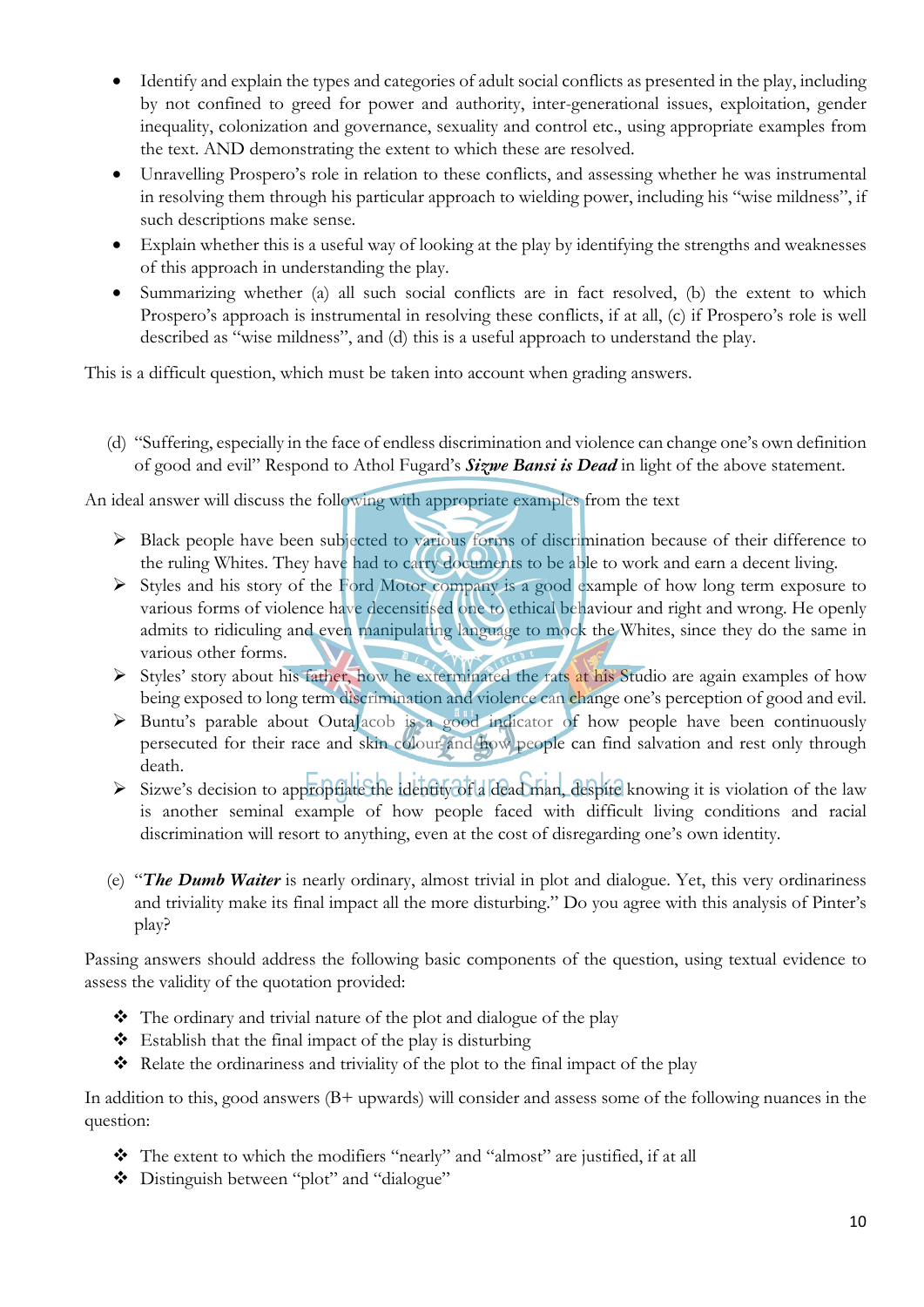- Identify and explain the types and categories of adult social conflicts as presented in the play, including by not confined to greed for power and authority, inter-generational issues, exploitation, gender inequality, colonization and governance, sexuality and control etc., using appropriate examples from the text. AND demonstrating the extent to which these are resolved.
- Unravelling Prospero's role in relation to these conflicts, and assessing whether he was instrumental in resolving them through his particular approach to wielding power, including his "wise mildness", if such descriptions make sense.
- Explain whether this is a useful way of looking at the play by identifying the strengths and weaknesses of this approach in understanding the play.
- Summarizing whether (a) all such social conflicts are in fact resolved, (b) the extent to which Prospero's approach is instrumental in resolving these conflicts, if at all, (c) if Prospero's role is well described as "wise mildness", and (d) this is a useful approach to understand the play.

This is a difficult question, which must be taken into account when grading answers.

(d) "Suffering, especially in the face of endless discrimination and violence can change one's own definition of good and evil" Respond to Athol Fugard's ***Sizwe Bansi is Dead*** in light of the above statement.

An ideal answer will discuss the following with appropriate examples from the text

- Black people have been subjected to various forms of discrimination because of their difference to the ruling Whites. They have had to carry documents to be able to work and earn a decent living.
- Styles and his story of the Ford Motor company is a good example of how long term exposure to various forms of violence have decensitised one to ethical behaviour and right and wrong. He openly admits to ridiculing and even manipulating language to mock the Whites, since they do the same in various other forms.
- Styles' story about his father, how he exterminated the rats at his Studio are again examples of how being exposed to long term discrimination and violence can change one's perception of good and evil.
- Buntu's parable about OutaJacob is a good indicator of how people have been continuously persecuted for their race and skin colour and how people can find salvation and rest only through death.
- Sizwe's decision to appropriate the identity of a dead man, despite knowing it is violation of the law is another seminal example of how people faced with difficult living conditions and racial discrimination will resort to anything, even at the cost of disregarding one's own identity.

(e) "***The Dumb Waiter*** is nearly ordinary, almost trivial in plot and dialogue. Yet, this very ordinariness and triviality make its final impact all the more disturbing." Do you agree with this analysis of Pinter's play?

Passing answers should address the following basic components of the question, using textual evidence to assess the validity of the quotation provided:

- The ordinary and trivial nature of the plot and dialogue of the play
- Establish that the final impact of the play is disturbing
- Relate the ordinariness and triviality of the plot to the final impact of the play

In addition to this, good answers (B+ upwards) will consider and assess some of the following nuances in the question:

- The extent to which the modifiers "nearly" and "almost" are justified, if at all
- Distinguish between "plot" and "dialogue"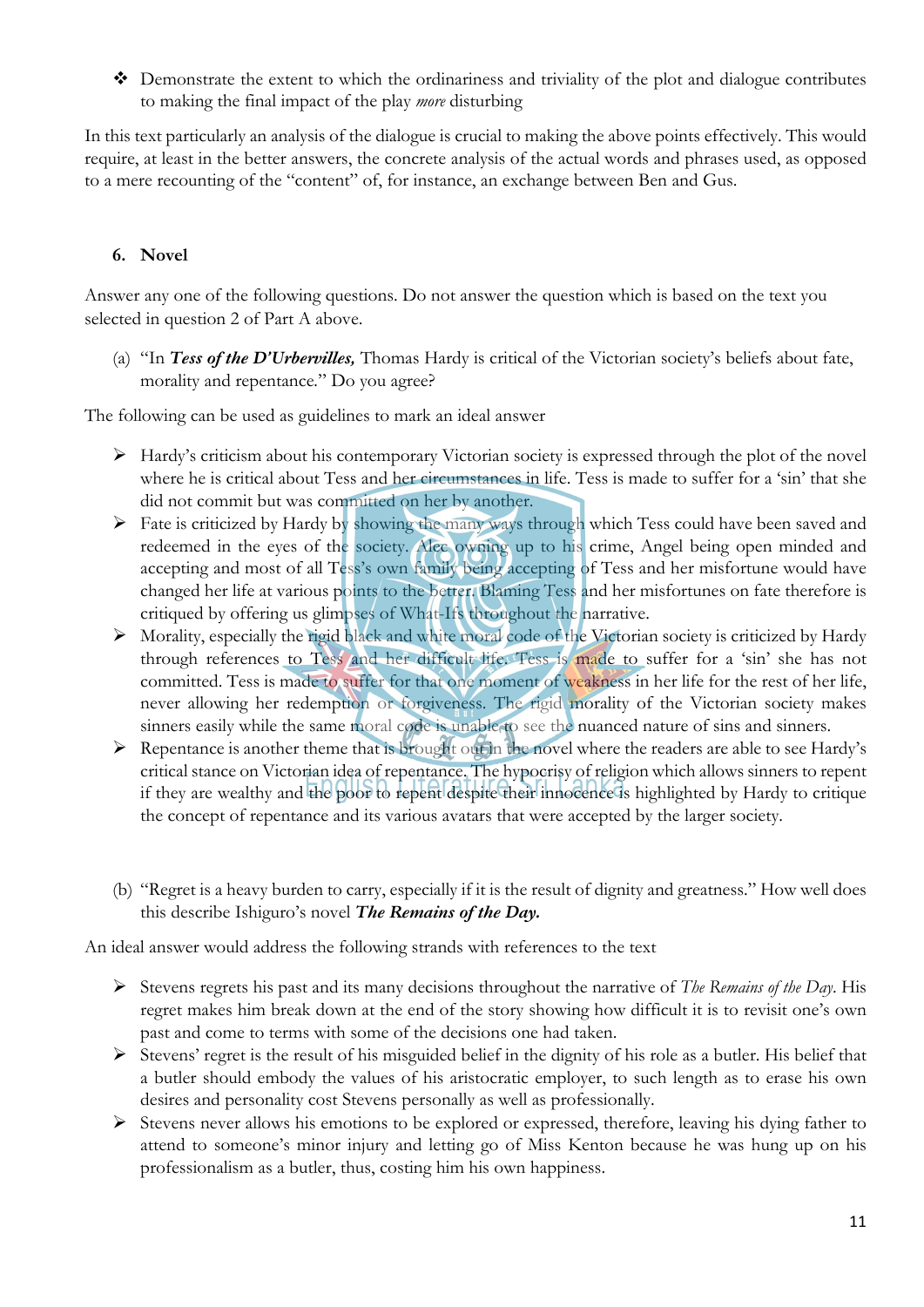- ❖ Demonstrate the extent to which the ordinariness and triviality of the plot and dialogue contributes to making the final impact of the play *more* disturbing

In this text particularly an analysis of the dialogue is crucial to making the above points effectively. This would require, at least in the better answers, the concrete analysis of the actual words and phrases used, as opposed to a mere recounting of the "content" of, for instance, an exchange between Ben and Gus.

### 6. Novel

Answer any one of the following questions. Do not answer the question which is based on the text you selected in question 2 of Part A above.

(a) "In ***Tess of the D'Urbervilles,*** Thomas Hardy is critical of the Victorian society's beliefs about fate, morality and repentance." Do you agree?

The following can be used as guidelines to mark an ideal answer

- ➢ Hardy's criticism about his contemporary Victorian society is expressed through the plot of the novel where he is critical about Tess and her circumstances in life. Tess is made to suffer for a 'sin' that she did not commit but was committed on her by another.
- ➢ Fate is criticized by Hardy by showing the many ways through which Tess could have been saved and redeemed in the eyes of the society. Alec owning up to his crime, Angel being open minded and accepting and most of all Tess's own family being accepting of Tess and her misfortune would have changed her life at various points to the better. Blaming Tess and her misfortunes on fate therefore is critiqued by offering us glimpses of What-Ifs throughout the narrative.
- ➢ Morality, especially the rigid black and white moral code of the Victorian society is criticized by Hardy through references to Tess and her difficult life. Tess is made to suffer for a 'sin' she has not committed. Tess is made to suffer for that one moment of weakness in her life for the rest of her life, never allowing her redemption or forgiveness. The rigid morality of the Victorian society makes sinners easily while the same moral code is unable to see the nuanced nature of sins and sinners.
- ➢ Repentance is another theme that is brought out in the novel where the readers are able to see Hardy's critical stance on Victorian idea of repentance. The hypocrisy of religion which allows sinners to repent if they are wealthy and the poor to repent despite their innocence is highlighted by Hardy to critique the concept of repentance and its various avatars that were accepted by the larger society.

(b) "Regret is a heavy burden to carry, especially if it is the result of dignity and greatness." How well does this describe Ishiguro's novel ***The Remains of the Day.***

An ideal answer would address the following strands with references to the text

- ➢ Stevens regrets his past and its many decisions throughout the narrative of *The Remains of the Day*. His regret makes him break down at the end of the story showing how difficult it is to revisit one's own past and come to terms with some of the decisions one had taken.
- ➢ Stevens' regret is the result of his misguided belief in the dignity of his role as a butler. His belief that a butler should embody the values of his aristocratic employer, to such length as to erase his own desires and personality cost Stevens personally as well as professionally.
- ➢ Stevens never allows his emotions to be explored or expressed, therefore, leaving his dying father to attend to someone's minor injury and letting go of Miss Kenton because he was hung up on his professionalism as a butler, thus, costing him his own happiness.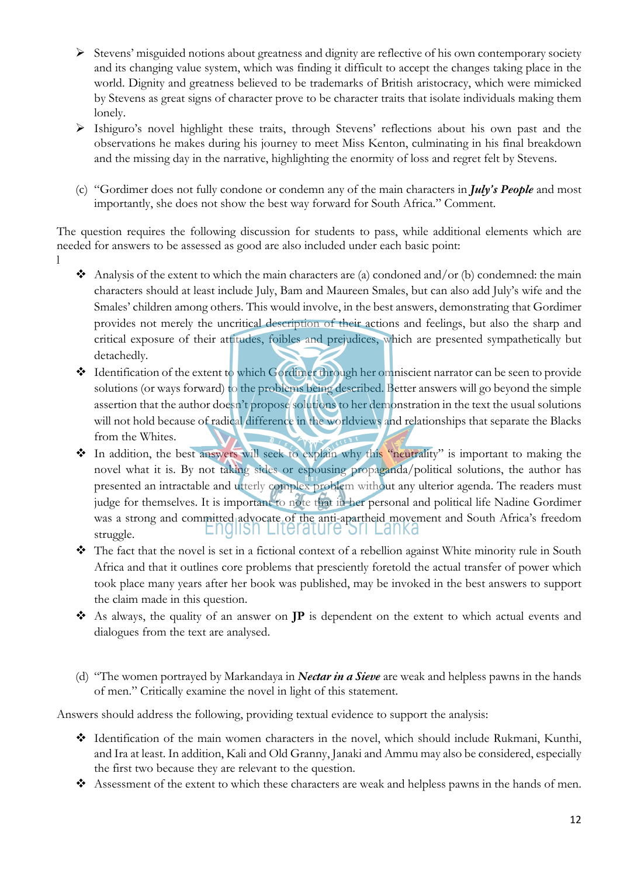- Stevens' misguided notions about greatness and dignity are reflective of his own contemporary society and its changing value system, which was finding it difficult to accept the changes taking place in the world. Dignity and greatness believed to be trademarks of British aristocracy, which were mimicked by Stevens as great signs of character prove to be character traits that isolate individuals making them lonely.
- Ishiguro's novel highlight these traits, through Stevens' reflections about his own past and the observations he makes during his journey to meet Miss Kenton, culminating in his final breakdown and the missing day in the narrative, highlighting the enormity of loss and regret felt by Stevens.

(c) "Gordimer does not fully condone or condemn any of the main characters in ***July's People*** and most importantly, she does not show the best way forward for South Africa." Comment.

The question requires the following discussion for students to pass, while additional elements which are needed for answers to be assessed as good are also included under each basic point:

l

- Analysis of the extent to which the main characters are (a) condoned and/or (b) condemned: the main characters should at least include July, Bam and Maureen Smales, but can also add July's wife and the Smales' children among others. This would involve, in the best answers, demonstrating that Gordimer provides not merely the uncritical description of their actions and feelings, but also the sharp and critical exposure of their attitudes, foibles and prejudices, which are presented sympathetically but detachedly.
- Identification of the extent to which Gordimer through her omniscient narrator can be seen to provide solutions (or ways forward) to the problems being described. Better answers will go beyond the simple assertion that the author doesn't propose solutions to her demonstration in the text the usual solutions will not hold because of radical difference in the worldviews and relationships that separate the Blacks from the Whites.
- In addition, the best answers will seek to explain why this "neutrality" is important to making the novel what it is. By not taking sides or espousing propaganda/political solutions, the author has presented an intractable and utterly complex problem without any ulterior agenda. The readers must judge for themselves. It is important to note that in her personal and political life Nadine Gordimer was a strong and committed advocate of the anti-apartheid movement and South Africa's freedom struggle.
- The fact that the novel is set in a fictional context of a rebellion against White minority rule in South Africa and that it outlines core problems that presciently foretold the actual transfer of power which took place many years after her book was published, may be invoked in the best answers to support the claim made in this question.
- As always, the quality of an answer on **JP** is dependent on the extent to which actual events and dialogues from the text are analysed.

(d) "The women portrayed by Markandaya in ***Nectar in a Sieve*** are weak and helpless pawns in the hands of men." Critically examine the novel in light of this statement.

Answers should address the following, providing textual evidence to support the analysis:

- Identification of the main women characters in the novel, which should include Rukmani, Kunthi, and Ira at least. In addition, Kali and Old Granny, Janaki and Ammu may also be considered, especially the first two because they are relevant to the question.
- Assessment of the extent to which these characters are weak and helpless pawns in the hands of men.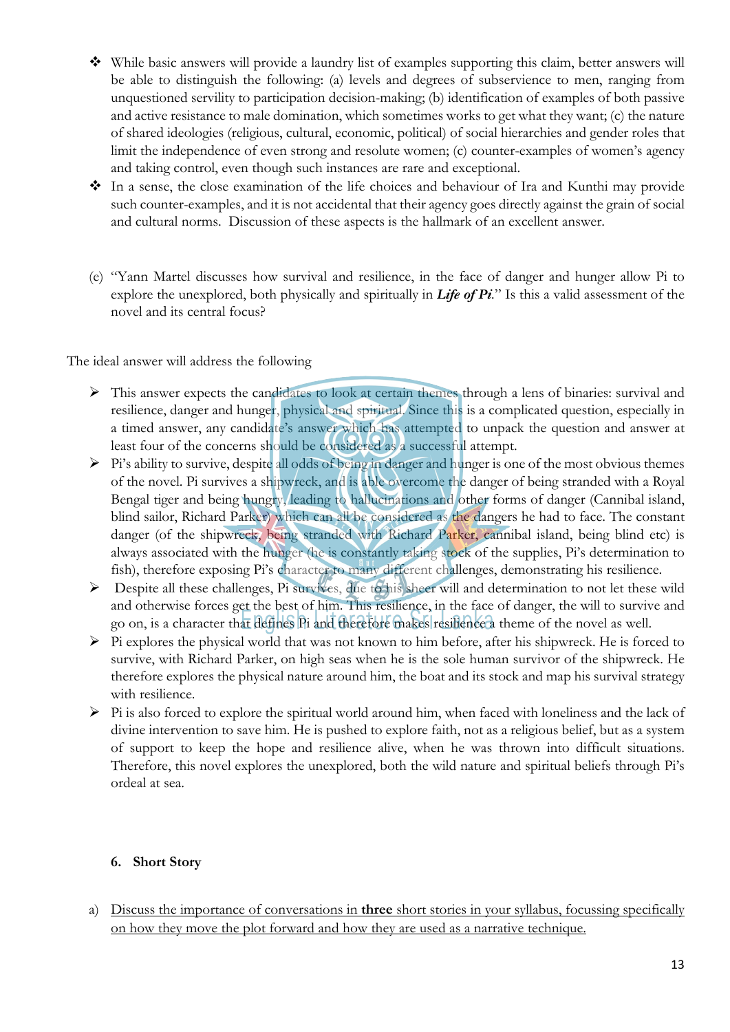- ❖ While basic answers will provide a laundry list of examples supporting this claim, better answers will be able to distinguish the following: (a) levels and degrees of subservience to men, ranging from unquestioned servility to participation decision-making; (b) identification of examples of both passive and active resistance to male domination, which sometimes works to get what they want; (c) the nature of shared ideologies (religious, cultural, economic, political) of social hierarchies and gender roles that limit the independence of even strong and resolute women; (c) counter-examples of women's agency and taking control, even though such instances are rare and exceptional.
- ❖ In a sense, the close examination of the life choices and behaviour of Ira and Kunthi may provide such counter-examples, and it is not accidental that their agency goes directly against the grain of social and cultural norms. Discussion of these aspects is the hallmark of an excellent answer.

(e) "Yann Martel discusses how survival and resilience, in the face of danger and hunger allow Pi to explore the unexplored, both physically and spiritually in ***Life of Pi***." Is this a valid assessment of the novel and its central focus?

The ideal answer will address the following

- ➢ This answer expects the candidates to look at certain themes through a lens of binaries: survival and resilience, danger and hunger, physical and spiritual. Since this is a complicated question, especially in a timed answer, any candidate's answer which has attempted to unpack the question and answer at least four of the concerns should be considered as a successful attempt.
- ➢ Pi's ability to survive, despite all odds of being in danger and hunger is one of the most obvious themes of the novel. Pi survives a shipwreck, and is able overcome the danger of being stranded with a Royal Bengal tiger and being hungry, leading to hallucinations and other forms of danger (Cannibal island, blind sailor, Richard Parker) which can all be considered as the dangers he had to face. The constant danger (of the shipwreck, being stranded with Richard Parker, cannibal island, being blind etc) is always associated with the hunger (he is constantly taking stock of the supplies, Pi's determination to fish), therefore exposing Pi's character to many different challenges, demonstrating his resilience.
- ➢ Despite all these challenges, Pi survives, due to his sheer will and determination to not let these wild and otherwise forces get the best of him. This resilience, in the face of danger, the will to survive and go on, is a character that defines Pi and therefore makes resilience a theme of the novel as well.
- ➢ Pi explores the physical world that was not known to him before, after his shipwreck. He is forced to survive, with Richard Parker, on high seas when he is the sole human survivor of the shipwreck. He therefore explores the physical nature around him, the boat and its stock and map his survival strategy with resilience.
- ➢ Pi is also forced to explore the spiritual world around him, when faced with loneliness and the lack of divine intervention to save him. He is pushed to explore faith, not as a religious belief, but as a system of support to keep the hope and resilience alive, when he was thrown into difficult situations. Therefore, this novel explores the unexplored, both the wild nature and spiritual beliefs through Pi's ordeal at sea.

#### 6. Short Story

a) <u>Discuss the importance of conversations in **three** short stories in your syllabus, focussing specifically on how they move the plot forward and how they are used as a narrative technique.</u>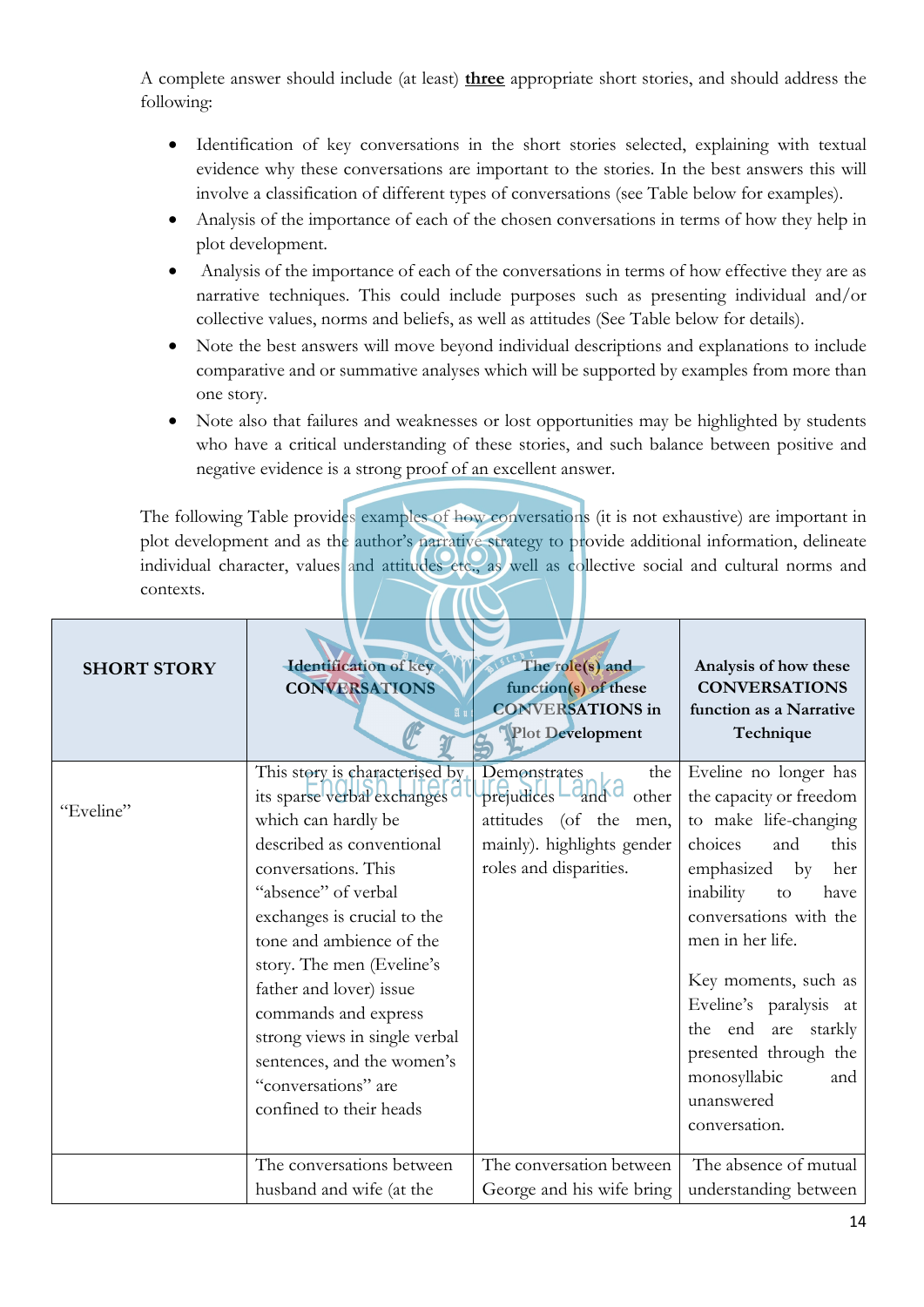A complete answer should include (at least) **three** appropriate short stories, and should address the following:

- Identification of key conversations in the short stories selected, explaining with textual evidence why these conversations are important to the stories. In the best answers this will involve a classification of different types of conversations (see Table below for examples).
- Analysis of the importance of each of the chosen conversations in terms of how they help in plot development.
- Analysis of the importance of each of the conversations in terms of how effective they are as narrative techniques. This could include purposes such as presenting individual and/or collective values, norms and beliefs, as well as attitudes (See Table below for details).
- Note the best answers will move beyond individual descriptions and explanations to include comparative and or summative analyses which will be supported by examples from more than one story.
- Note also that failures and weaknesses or lost opportunities may be highlighted by students who have a critical understanding of these stories, and such balance between positive and negative evidence is a strong proof of an excellent answer.

The following Table provides examples of how conversations (it is not exhaustive) are important in plot development and as the author's narrative strategy to provide additional information, delineate individual character, values and attitudes etc., as well as collective social and cultural norms and contexts.

| SHORT STORY | Identification of key CONVERSATIONS | The role(s) and function(s) of these CONVERSATIONS in Plot Development | Analysis of how these CONVERSATIONS function as a Narrative Technique |
|---|---|---|---|
| "Eveline" | This story is characterised by its sparse verbal exchanges which can hardly be described as conventional conversations. This "absence" of verbal exchanges is crucial to the tone and ambience of the story. The men (Eveline's father and lover) issue commands and express strong views in single verbal sentences, and the women's "conversations" are confined to their heads | Demonstrates the prejudices and other attitudes (of the men, mainly). highlights gender roles and disparities. | Eveline no longer has the capacity or freedom to make life-changing choices and this emphasized by her inability to have conversations with the men in her life.<br><br>Key moments, such as Eveline's paralysis at the end are starkly presented through the monosyllabic and unanswered conversation. |
| | The conversations between husband and wife (at the | The conversation between George and his wife bring | The absence of mutual understanding between |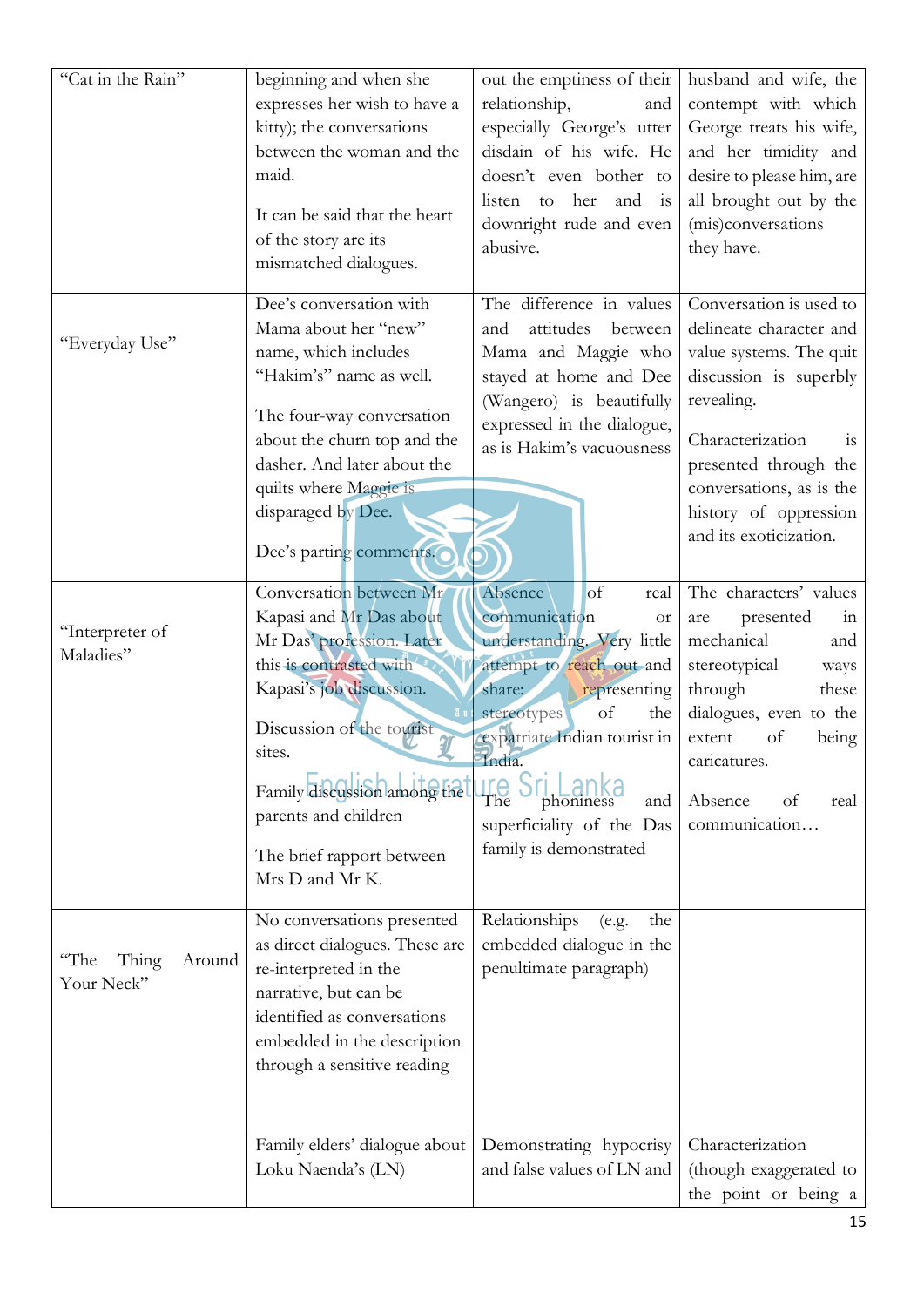| | | | |
|---|---|---|---|
| "Cat in the Rain" | beginning and when she expresses her wish to have a kitty); the conversations between the woman and the maid.<br><br>It can be said that the heart of the story are its mismatched dialogues. | out the emptiness of their relationship, and especially George's utter disdain of his wife. He doesn't even bother to listen to her and is downright rude and even abusive. | husband and wife, the contempt with which George treats his wife, and her timidity and desire to please him, are all brought out by the (mis)conversations they have. |
| "Everyday Use" | Dee's conversation with Mama about her "new" name, which includes "Hakim's" name as well.<br><br>The four-way conversation about the churn top and the dasher. And later about the quilts where Maggie is disparaged by Dee.<br><br>Dee's parting comments. | The difference in values and attitudes between Mama and Maggie who stayed at home and Dee (Wangero) is beautifully expressed in the dialogue, as is Hakim's vacuousness | Conversation is used to delineate character and value systems. The quit discussion is superbly revealing.<br><br>Characterization is presented through the conversations, as is the history of oppression and its exoticization. |
| "Interpreter of Maladies" | Conversation between Mr Kapasi and Mr Das about Mr Das' profession. Later this is contrasted with Kapasi's job discussion.<br><br>Discussion of the tourist sites.<br><br>Family discussion among the parents and children<br><br>The brief rapport between Mrs D and Mr K. | Absence of real communication or understanding. Very little attempt to reach out and share: representing stereotypes of the expatriate Indian tourist in India.<br><br>The phoniness and superficiality of the Das family is demonstrated | The characters' values are presented in mechanical and stereotypical ways through these dialogues, even to the extent of being caricatures.<br><br>Absence of real communication… |
| "The Thing Around Your Neck" | No conversations presented as direct dialogues. These are re-interpreted in the narrative, but can be identified as conversations embedded in the description through a sensitive reading | Relationships (e.g. the embedded dialogue in the penultimate paragraph) | |
| | Family elders' dialogue about Loku Naenda's (LN) | Demonstrating hypocrisy and false values of LN and | Characterization (though exaggerated to the point or being a |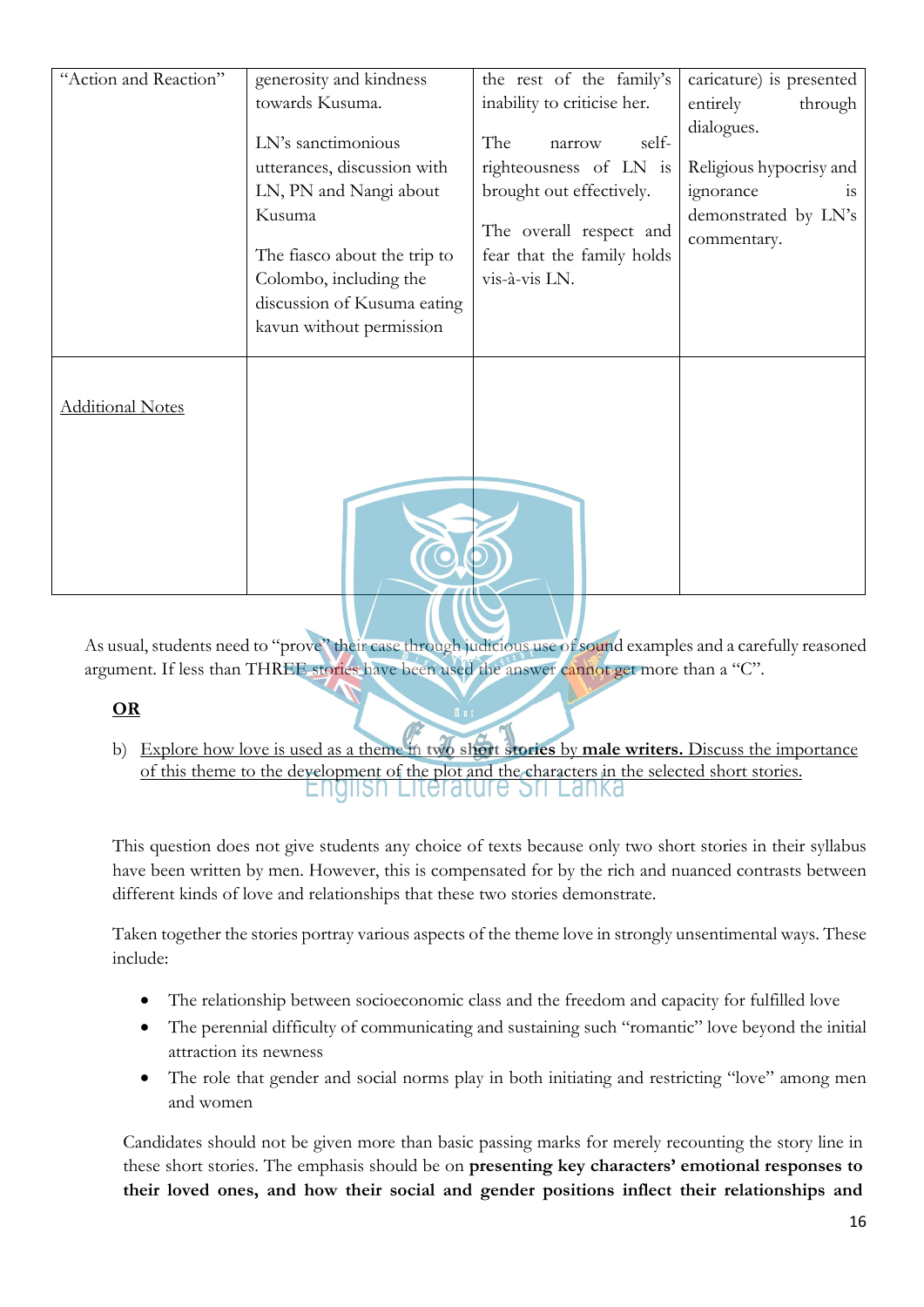| "Action and Reaction" | generosity and kindness towards Kusuma.<br><br>LN's sanctimonious utterances, discussion with LN, PN and Nangi about Kusuma<br><br>The fiasco about the trip to Colombo, including the discussion of Kusuma eating kavun without permission | the rest of the family's inability to criticise her.<br><br>The narrow self-righteousness of LN is brought out effectively.<br><br>The overall respect and fear that the family holds vis-à-vis LN. | caricature) is presented entirely through dialogues.<br><br>Religious hypocrisy and ignorance is demonstrated by LN's commentary. |
|---|---|---|---|
| Additional Notes | | | |

As usual, students need to "prove" their case through judicious use of sound examples and a carefully reasoned argument. If less than THREE stories have been used the answer cannot get more than a "C".

**OR**

b) <u>Explore how love is used as a theme in two **short stories** by **male writers.** Discuss the importance of this theme to the development of the plot and the characters in the selected short stories.</u>

This question does not give students any choice of texts because only two short stories in their syllabus have been written by men. However, this is compensated for by the rich and nuanced contrasts between different kinds of love and relationships that these two stories demonstrate.

Taken together the stories portray various aspects of the theme love in strongly unsentimental ways. These include:

- The relationship between socioeconomic class and the freedom and capacity for fulfilled love
- The perennial difficulty of communicating and sustaining such "romantic" love beyond the initial attraction its newness
- The role that gender and social norms play in both initiating and restricting "love" among men and women

Candidates should not be given more than basic passing marks for merely recounting the story line in these short stories. The emphasis should be on **presenting key characters' emotional responses to their loved ones, and how their social and gender positions inflect their relationships and**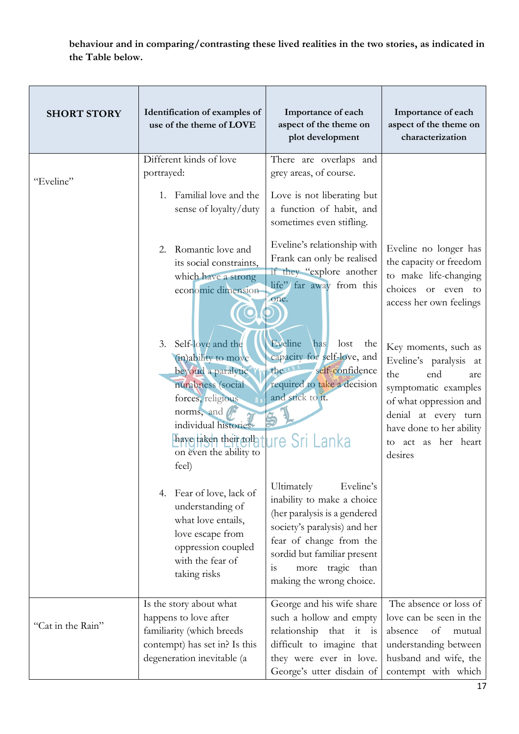**behaviour and in comparing/contrasting these lived realities in the two stories, as indicated in the Table below.**

| SHORT STORY | Identification of examples of use of the theme of LOVE | Importance of each aspect of the theme on plot development | Importance of each aspect of the theme on characterization |
|---|---|---|---|
| "Eveline" | Different kinds of love portrayed: | There are overlaps and grey areas, of course. | |
| | 1. Familial love and the sense of loyalty/duty | Love is not liberating but a function of habit, and sometimes even stifling. | |
| | 2. Romantic love and its social constraints, which have a strong economic dimension | Eveline's relationship with Frank can only be realised if they "explore another life" far away from this one. | Eveline no longer has the capacity or freedom to make life-changing choices or even to access her own feelings |
| | 3. Self-love and the (in)ability to move beyond a paralytic numbness (social forces, religious norms, and individual histories have taken their toll on even the ability to feel) | Eveline has lost the capacity for self-love, and the self-confidence required to take a decision and stick to it. | Key moments, such as Eveline's paralysis at the end are symptomatic examples of what oppression and denial at every turn have done to her ability to act as her heart desires |
| | 4. Fear of love, lack of understanding of what love entails, love escape from oppression coupled with the fear of taking risks | Ultimately Eveline's inability to make a choice (her paralysis is a gendered society's paralysis) and her fear of change from the sordid but familiar present is more tragic than making the wrong choice. | |
| "Cat in the Rain" | Is the story about what happens to love after familiarity (which breeds contempt) has set in? Is this degeneration inevitable (a | George and his wife share such a hollow and empty relationship that it is difficult to imagine that they were ever in love. George's utter disdain of | The absence or loss of love can be seen in the absence of mutual understanding between husband and wife, the contempt with which |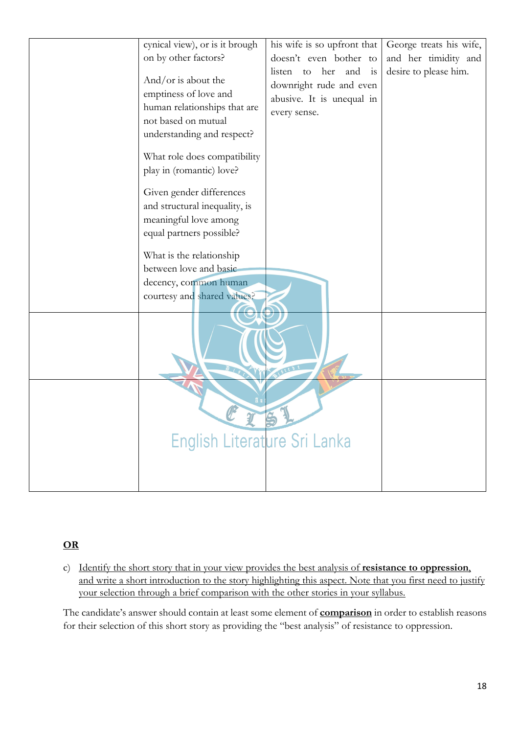| | | | |
|---|---|---|---|
| | cynical view), or is it brough on by other factors?<br><br>And/or is about the emptiness of love and human relationships that are not based on mutual understanding and respect?<br><br>What role does compatibility play in (romantic) love?<br><br>Given gender differences and structural inequality, is meaningful love among equal partners possible?<br><br>What is the relationship between love and basic decency, common human courtesy and shared values? | his wife is so upfront that doesn't even bother to listen to her and is downright rude and even abusive. It is unequal in every sense. | George treats his wife, and her timidity and desire to please him. |
| | | | |
| | | | |

**OR**

c) Identify the short story that in your view provides the best analysis of **resistance to oppression**, and write a short introduction to the story highlighting this aspect. Note that you first need to justify your selection through a brief comparison with the other stories in your syllabus.

The candidate's answer should contain at least some element of **comparison** in order to establish reasons for their selection of this short story as providing the "best analysis" of resistance to oppression.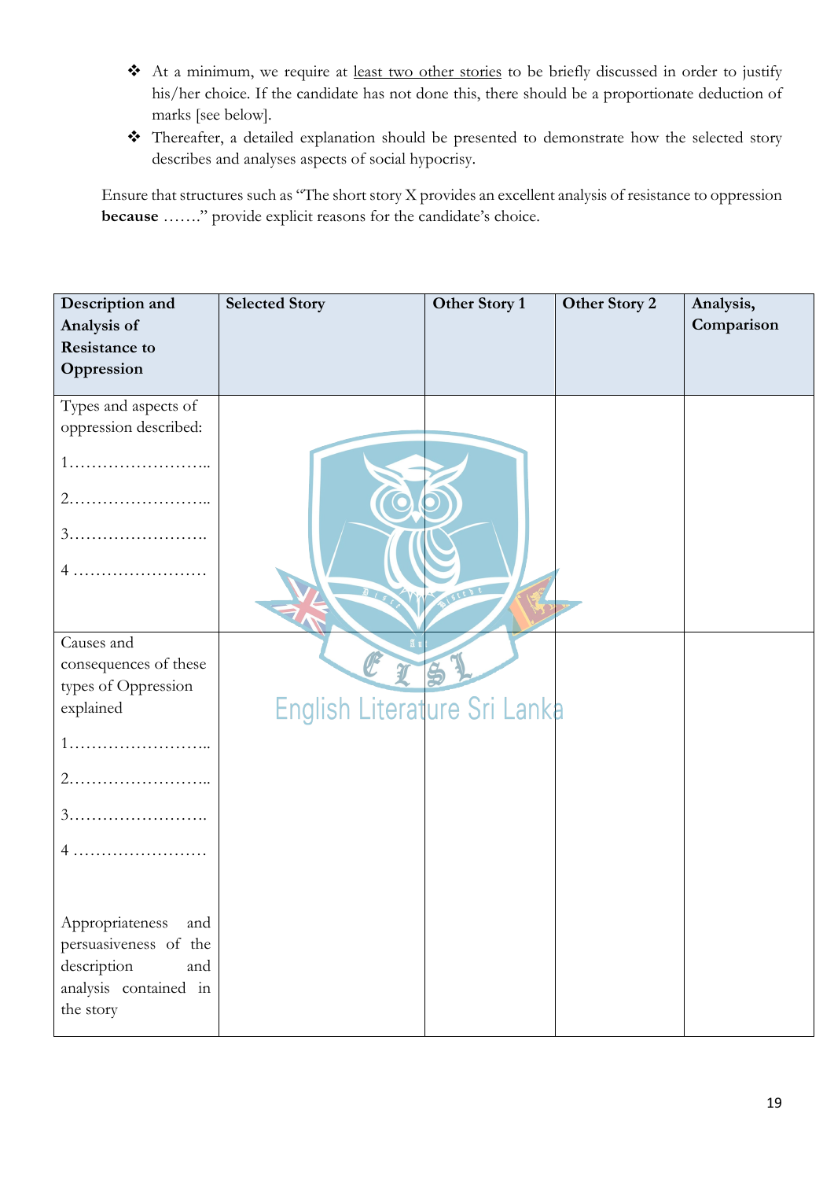- At a minimum, we require at <u>least two other stories</u> to be briefly discussed in order to justify his/her choice. If the candidate has not done this, there should be a proportionate deduction of marks [see below].
- Thereafter, a detailed explanation should be presented to demonstrate how the selected story describes and analyses aspects of social hypocrisy.

Ensure that structures such as "The short story X provides an excellent analysis of resistance to oppression **because** ……." provide explicit reasons for the candidate's choice.

| **Description and Analysis of Resistance to Oppression** | **Selected Story** | **Other Story 1** | **Other Story 2** | **Analysis, Comparison** |
|---|---|---|---|---|
| Types and aspects of oppression described:<br><br>1……………………..<br><br>2……………………..<br><br>3…………………….<br><br>4 …………………… | | | | |
| Causes and consequences of these types of Oppression explained<br><br>1……………………..<br><br>2……………………..<br><br>3…………………….<br><br>4 ……………………<br><br>Appropriateness and persuasiveness of the description and analysis contained in the story | | | | |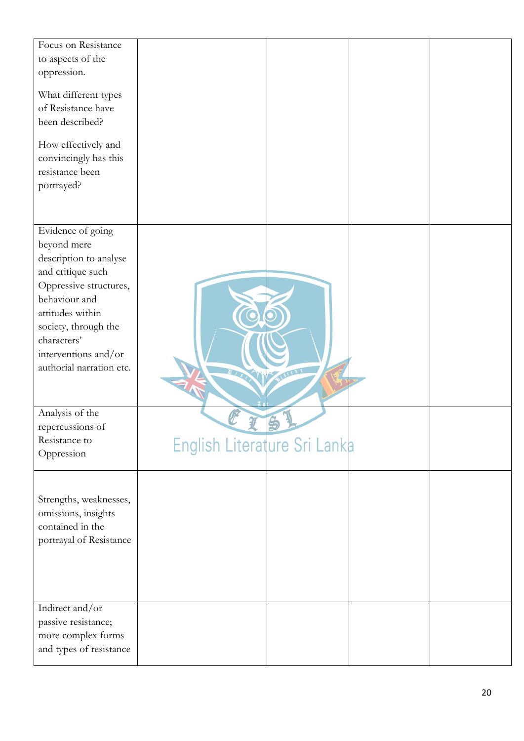| | | | | |
|---|---|---|---|---|
| Focus on Resistance to aspects of the oppression.<br><br>What different types of Resistance have been described?<br><br>How effectively and convincingly has this resistance been portrayed? | | | | |
| Evidence of going beyond mere description to analyse and critique such Oppressive structures, behaviour and attitudes within society, through the characters' interventions and/or authorial narration etc. | | | | |
| Analysis of the repercussions of Resistance to Oppression | | | | |
| Strengths, weaknesses, omissions, insights contained in the portrayal of Resistance | | | | |
| Indirect and/or passive resistance; more complex forms and types of resistance | | | | |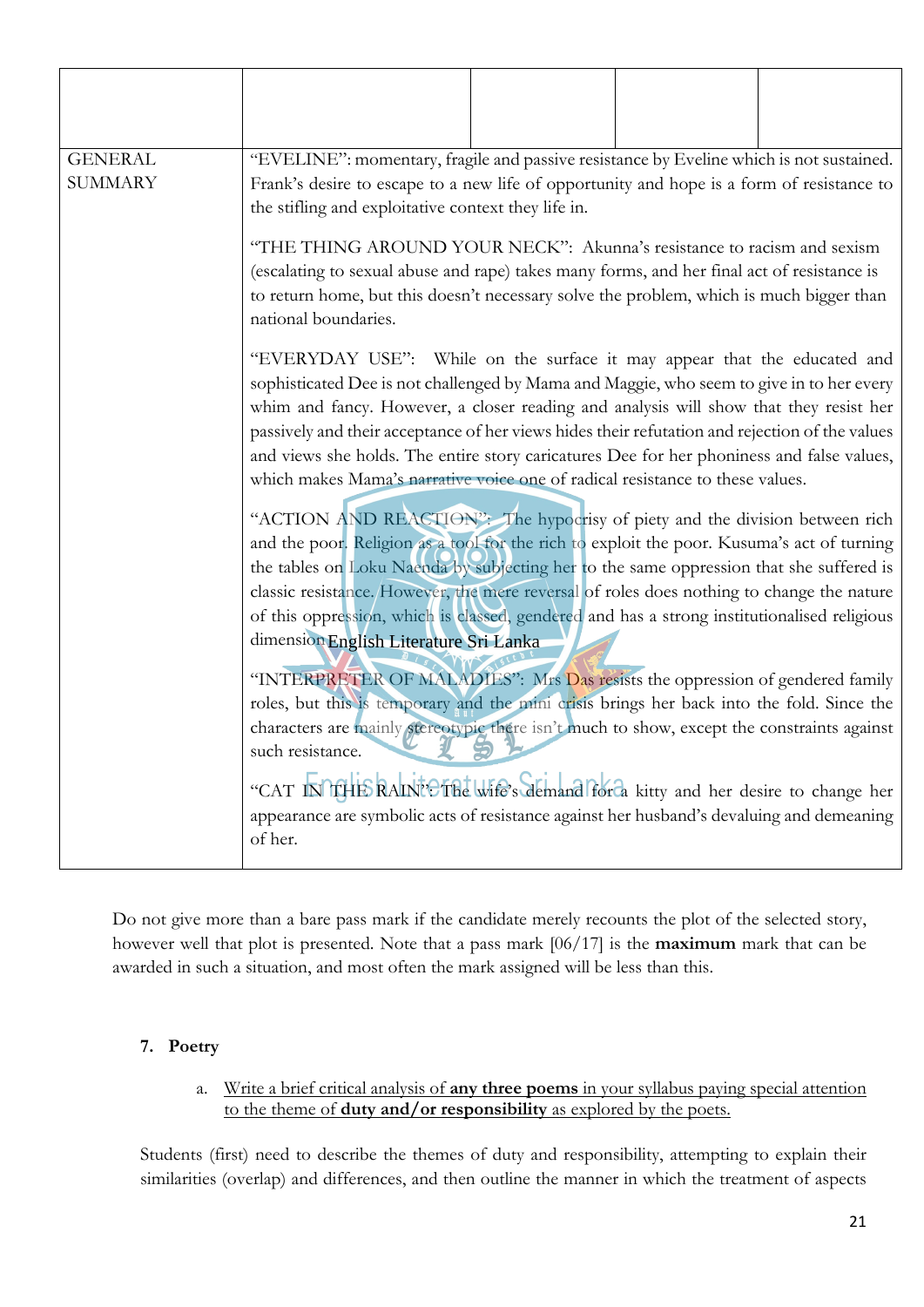| | | | | |
|---|---|---|---|---|
| GENERAL SUMMARY | "EVELINE": momentary, fragile and passive resistance by Eveline which is not sustained. Frank's desire to escape to a new life of opportunity and hope is a form of resistance to the stifling and exploitative context they life in.<br><br>"THE THING AROUND YOUR NECK": Akunna's resistance to racism and sexism (escalating to sexual abuse and rape) takes many forms, and her final act of resistance is to return home, but this doesn't necessary solve the problem, which is much bigger than national boundaries.<br><br>"EVERYDAY USE": While on the surface it may appear that the educated and sophisticated Dee is not challenged by Mama and Maggie, who seem to give in to her every whim and fancy. However, a closer reading and analysis will show that they resist her passively and their acceptance of her views hides their refutation and rejection of the values and views she holds. The entire story caricatures Dee for her phoniness and false values, which makes Mama's narrative voice one of radical resistance to these values.<br><br>"ACTION AND REACTION": The hypocrisy of piety and the division between rich and the poor. Religion as a tool for the rich to exploit the poor. Kusuma's act of turning the tables on Loku Naenda by subjecting her to the same oppression that she suffered is classic resistance. However, the mere reversal of roles does nothing to change the nature of this oppression, which is classed, gendered and has a strong institutionalised religious dimension<br><br>"INTERPRETER OF MALADIES": Mrs Das resists the oppression of gendered family roles, but this is temporary and the mini crisis brings her back into the fold. Since the characters are mainly stereotypic there isn't much to show, except the constraints against such resistance.<br><br>"CAT IN THE RAIN": The wife's demand for a kitty and her desire to change her appearance are symbolic acts of resistance against her husband's devaluing and demeaning of her. | | | |

Do not give more than a bare pass mark if the candidate merely recounts the plot of the selected story, however well that plot is presented. Note that a pass mark [06/17] is the **maximum** mark that can be awarded in such a situation, and most often the mark assigned will be less than this.

## 7. Poetry

a. Write a brief critical analysis of **any three poems** in your syllabus paying special attention to the theme of **duty and/or responsibility** as explored by the poets.

Students (first) need to describe the themes of duty and responsibility, attempting to explain their similarities (overlap) and differences, and then outline the manner in which the treatment of aspects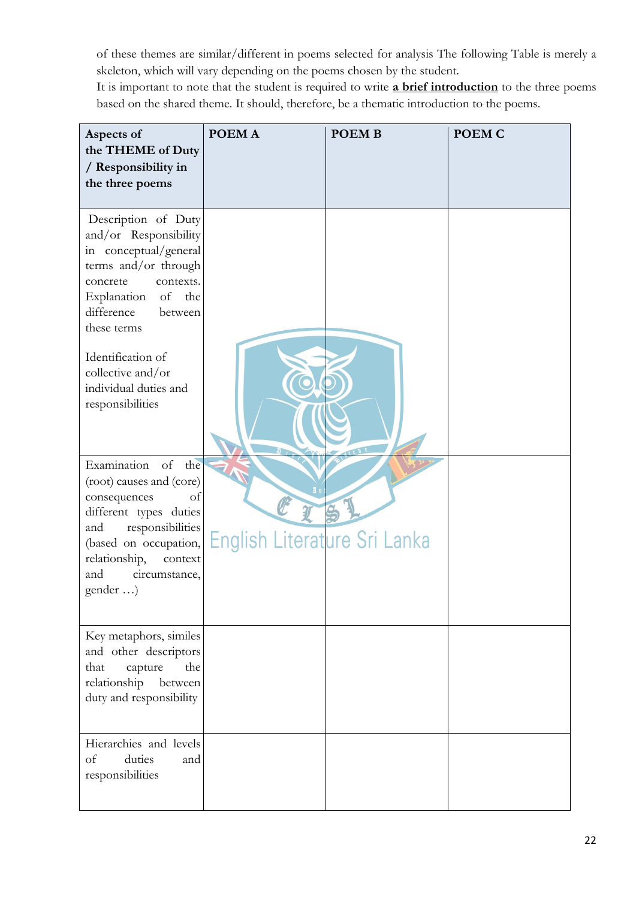of these themes are similar/different in poems selected for analysis The following Table is merely a skeleton, which will vary depending on the poems chosen by the student.

It is important to note that the student is required to write **a brief introduction** to the three poems based on the shared theme. It should, therefore, be a thematic introduction to the poems.

| Aspects of the THEME of Duty / Responsibility in the three poems | POEM A | POEM B | POEM C |
|---|---|---|---|
| Description of Duty and/or Responsibility in conceptual/general terms and/or through concrete contexts. Explanation of the difference between these terms<br><br>Identification of collective and/or individual duties and responsibilities | | | |
| Examination of the (root) causes and (core) consequences of different types duties and responsibilities (based on occupation, relationship, context and circumstance, gender …) | | | |
| Key metaphors, similes and other descriptors that capture the relationship between duty and responsibility | | | |
| Hierarchies and levels of duties and responsibilities | | | |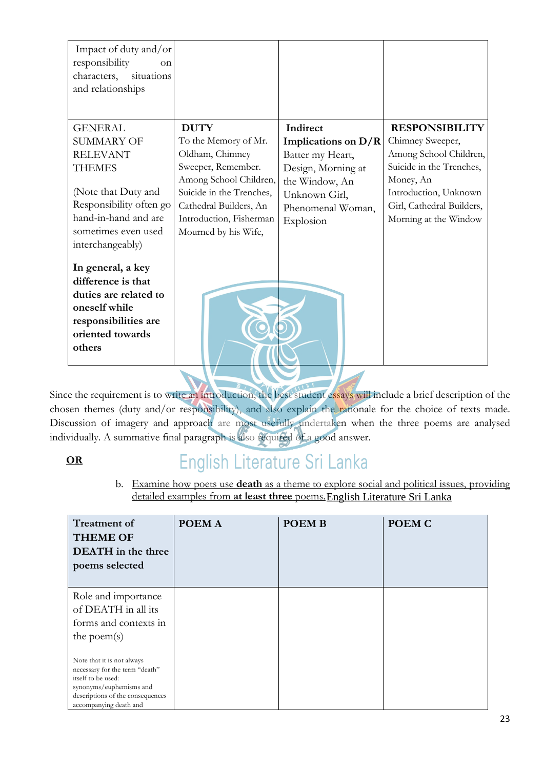| Impact of duty and/or responsibility on characters, situations and relationships | | | |
|---|---|---|---|
| GENERAL SUMMARY OF RELEVANT THEMES<br><br>(Note that Duty and Responsibility often go hand-in-hand and are sometimes even used interchangeably)<br><br>**In general, a key difference is that duties are related to oneself while responsibilities are oriented towards others** | **DUTY**<br>To the Memory of Mr. Oldham, Chimney Sweeper, Remember. Among School Children, Suicide in the Trenches, Cathedral Builders, An Introduction, Fisherman Mourned by his Wife, | **Indirect Implications on D/R**<br>Batter my Heart, Design, Morning at the Window, An Unknown Girl, Phenomenal Woman, Explosion | **RESPONSIBILITY**<br>Chimney Sweeper, Among School Children, Suicide in the Trenches, Money, An Introduction, Unknown Girl, Cathedral Builders, Morning at the Window |

Since the requirement is to write an introduction, the best student essays will include a brief description of the chosen themes (duty and/or responsibility), and also explain the rationale for the choice of texts made. Discussion of imagery and approach are most usefully undertaken when the three poems are analysed individually. A summative final paragraph is also required of a good answer.

**OR**

b. Examine how poets use **death** as a theme to explore social and political issues, providing detailed examples from **at least three** poems.

| **Treatment of THEME OF DEATH in the three poems selected** | **POEM A** | **POEM B** | **POEM C** |
|---|---|---|---|
| Role and importance of DEATH in all its forms and contexts in the poem(s)<br><br>Note that it is not always necessary for the term "death" itself to be used: synonyms/euphemisms and descriptions of the consequences accompanying death and | | | |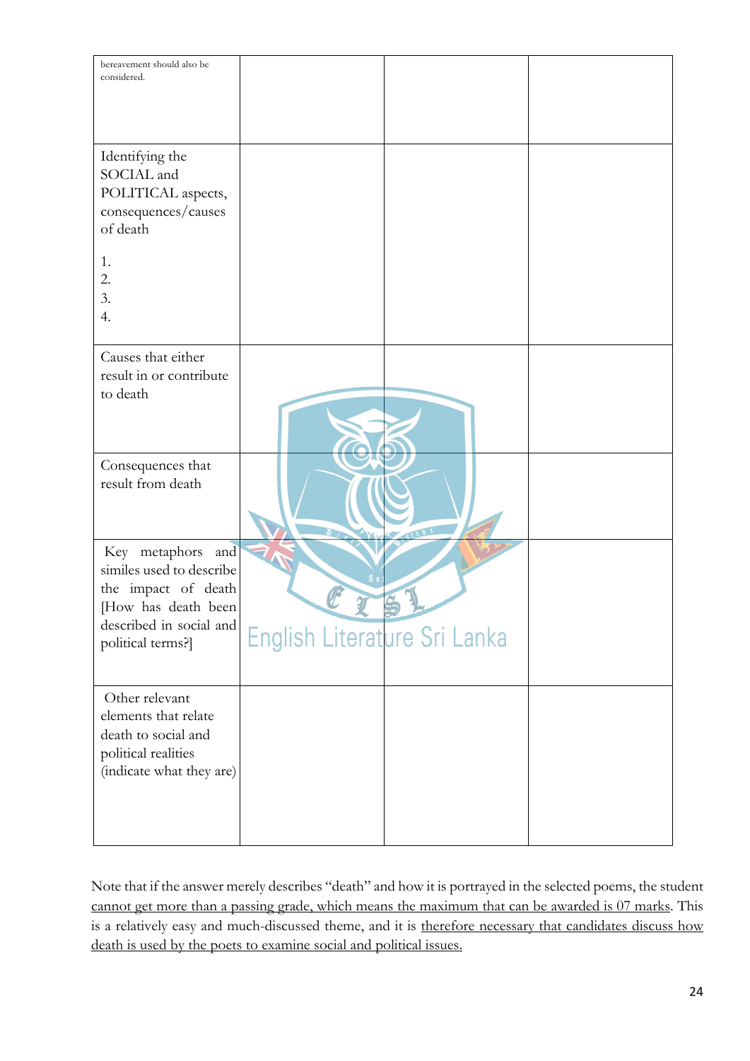| | | | |
|---|---|---|---|
| bereavement should also be considered. | | | |
| Identifying the SOCIAL and POLITICAL aspects, consequences/causes of death<br><br>1.<br>2.<br>3.<br>4. | | | |
| Causes that either result in or contribute to death | | | |
| Consequences that result from death | | | |
| Key metaphors and similes used to describe the impact of death [How has death been described in social and political terms?] | | | |
| Other relevant elements that relate death to social and political realities (indicate what they are) | | | |

Note that if the answer merely describes "death" and how it is portrayed in the selected poems, the student <u>cannot get more than a passing grade, which means the maximum that can be awarded is 07 marks</u>. This is a relatively easy and much-discussed theme, and it is <u>therefore necessary that candidates discuss how death is used by the poets to examine social and political issues.</u>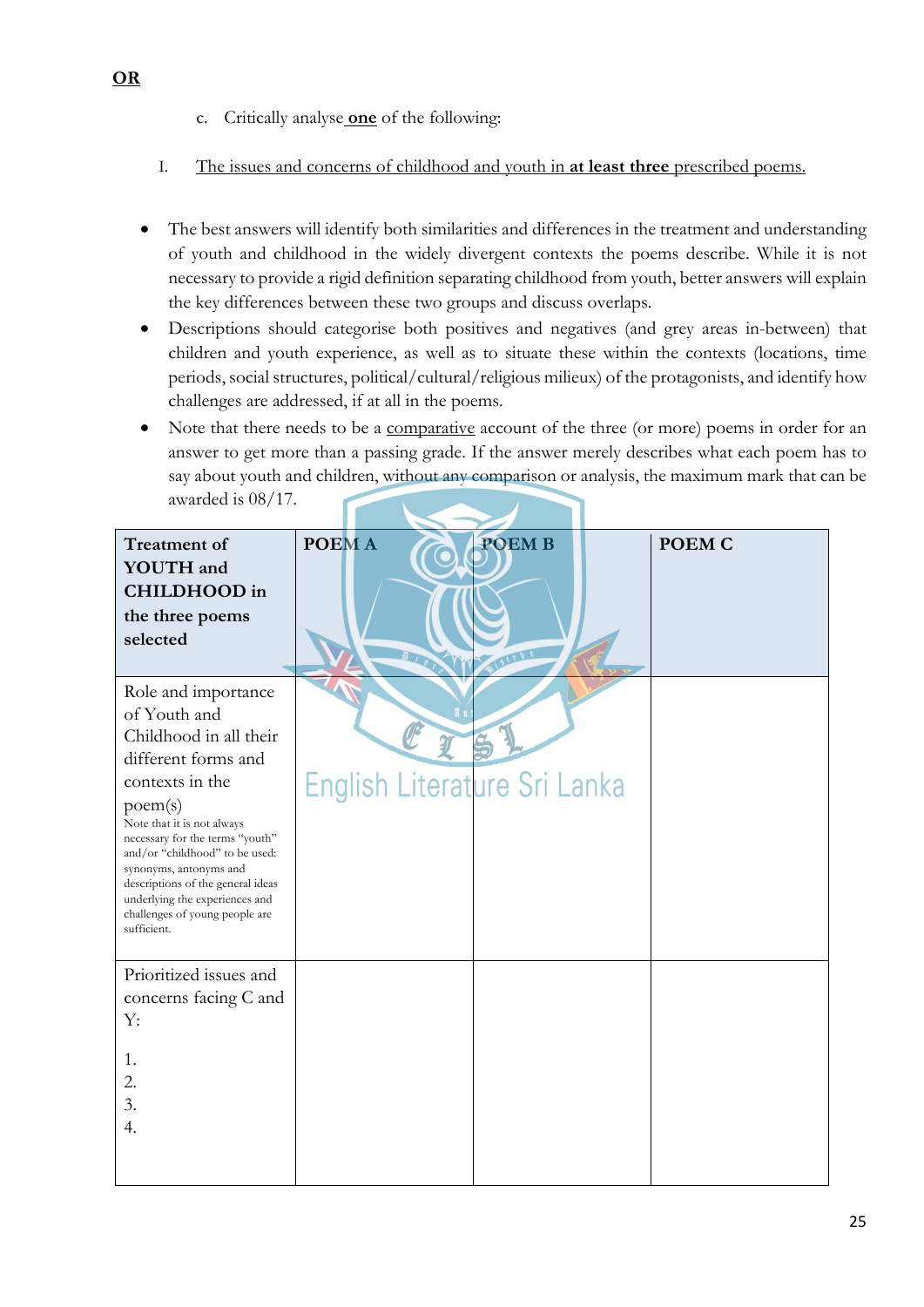**<u>OR</u>**

c. Critically analyse **<u>one</u>** of the following:

I. <u>The issues and concerns of childhood and youth in **at least three** prescribed poems.</u>

- The best answers will identify both similarities and differences in the treatment and understanding of youth and childhood in the widely divergent contexts the poems describe. While it is not necessary to provide a rigid definition separating childhood from youth, better answers will explain the key differences between these two groups and discuss overlaps.
- Descriptions should categorise both positives and negatives (and grey areas in-between) that children and youth experience, as well as to situate these within the contexts (locations, time periods, social structures, political/cultural/religious milieux) of the protagonists, and identify how challenges are addressed, if at all in the poems.
- Note that there needs to be a <u>comparative</u> account of the three (or more) poems in order for an answer to get more than a passing grade. If the answer merely describes what each poem has to say about youth and children, without any comparison or analysis, the maximum mark that can be awarded is 08/17.

| **Treatment of YOUTH and CHILDHOOD in the three poems selected** | **POEM A** | **POEM B** | **POEM C** |
|---|---|---|---|
| Role and importance of Youth and Childhood in all their different forms and contexts in the poem(s)<br>Note that it is not always necessary for the terms "youth" and/or "childhood" to be used: synonyms, antonyms and descriptions of the general ideas underlying the experiences and challenges of young people are sufficient. | | | |
| Prioritized issues and concerns facing C and Y:<br><br>1.<br>2.<br>3.<br>4. | | | |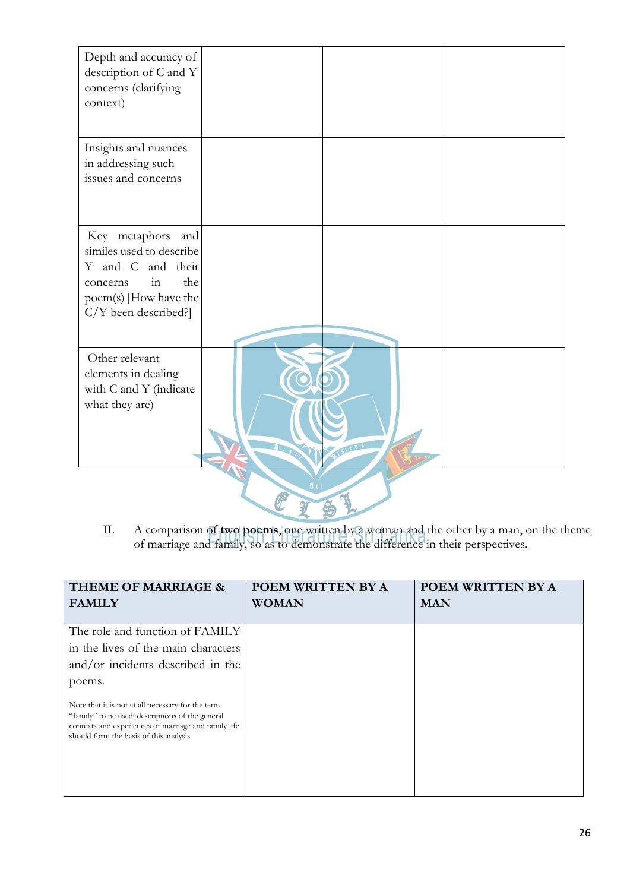| | | | |
|---|---|---|---|
| Depth and accuracy of description of C and Y concerns (clarifying context) | | | |
| Insights and nuances in addressing such issues and concerns | | | |
| Key metaphors and similes used to describe Y and C and their concerns in the poem(s) [How have the C/Y been described?] | | | |
| Other relevant elements in dealing with C and Y (indicate what they are) | | | |

II. A comparison of **two poems**, one written by a woman and the other by a man, on the theme of marriage and family, so as to demonstrate the difference in their perspectives.

| THEME OF MARRIAGE & FAMILY | POEM WRITTEN BY A WOMAN | POEM WRITTEN BY A MAN |
|---|---|---|
| The role and function of FAMILY in the lives of the main characters and/or incidents described in the poems.<br><br>Note that it is not at all necessary for the term "family" to be used: descriptions of the general contexts and experiences of marriage and family life should form the basis of this analysis | | |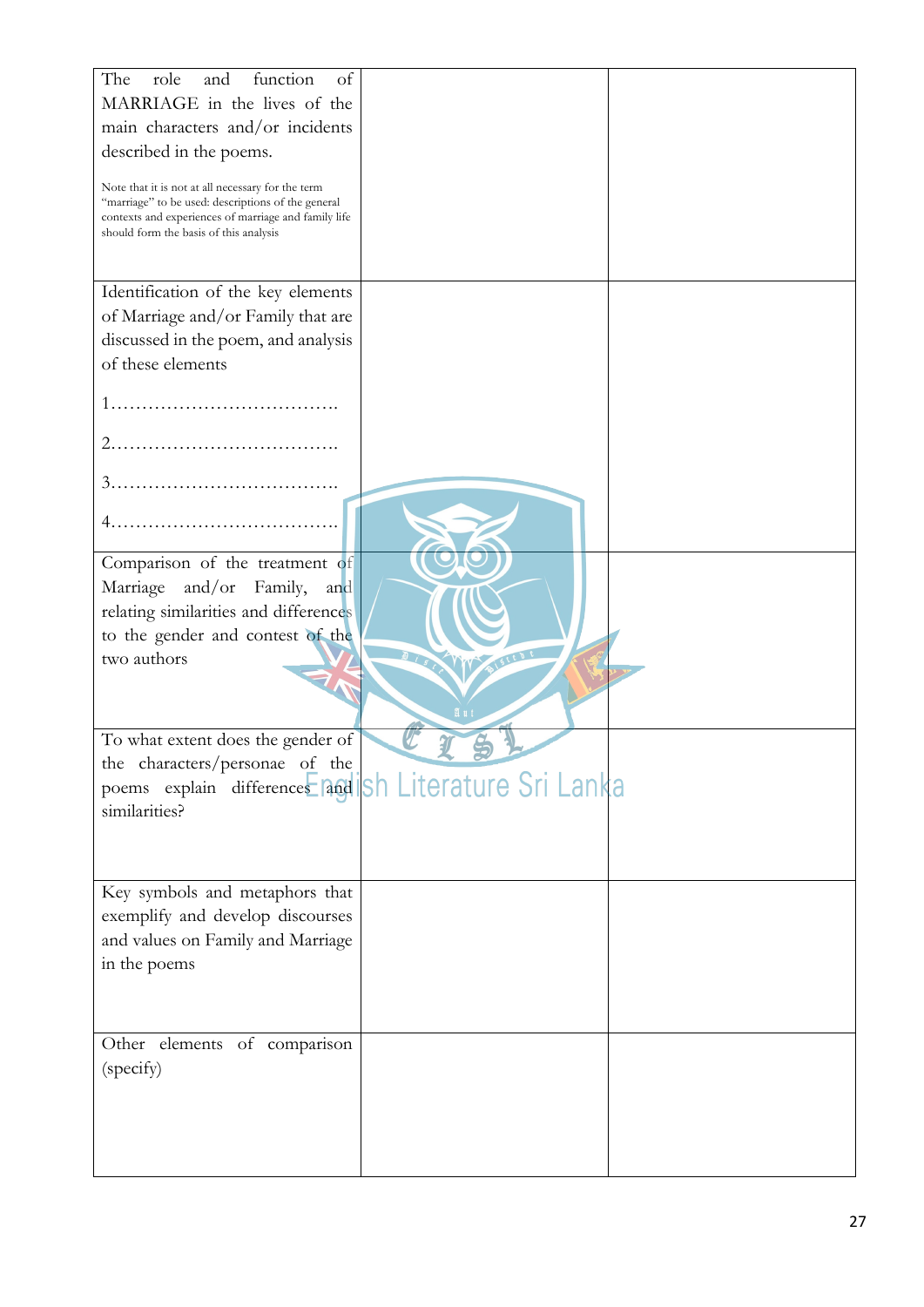| | | |
|---|---|---|
| The role and function of MARRIAGE in the lives of the main characters and/or incidents described in the poems.<br><br>Note that it is not at all necessary for the term "marriage" to be used: descriptions of the general contexts and experiences of marriage and family life should form the basis of this analysis | | |
| Identification of the key elements of Marriage and/or Family that are discussed in the poem, and analysis of these elements<br><br>1……………………………….<br><br>2……………………………….<br><br>3……………………………….<br><br>4………………………………. | | |
| Comparison of the treatment of Marriage and/or Family, and relating similarities and differences to the gender and contest of the two authors | | |
| To what extent does the gender of the characters/personae of the poems explain differences and similarities? | | |
| Key symbols and metaphors that exemplify and develop discourses and values on Family and Marriage in the poems | | |
| Other elements of comparison (specify) | | |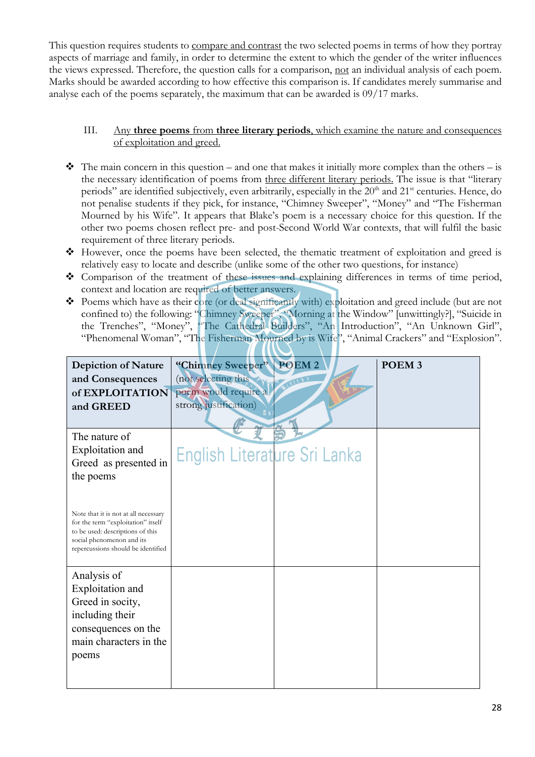This question requires students to <u>compare and contrast</u> the two selected poems in terms of how they portray aspects of marriage and family, in order to determine the extent to which the gender of the writer influences the views expressed. Therefore, the question calls for a comparison, <u>not</u> an individual analysis of each poem. Marks should be awarded according to how effective this comparison is. If candidates merely summarise and analyse each of the poems separately, the maximum that can be awarded is 09/17 marks.

III. <u>Any **three poems** from **three literary periods**, which examine the nature and consequences of exploitation and greed.</u>

- The main concern in this question – and one that makes it initially more complex than the others – is the necessary identification of poems from <u>three different literary periods.</u> The issue is that "literary periods" are identified subjectively, even arbitrarily, especially in the 20th and 21st centuries. Hence, do not penalise students if they pick, for instance, "Chimney Sweeper", "Money" and "The Fisherman Mourned by his Wife". It appears that Blake's poem is a necessary choice for this question. If the other two poems chosen reflect pre- and post-Second World War contexts, that will fulfil the basic requirement of three literary periods.
- However, once the poems have been selected, the thematic treatment of exploitation and greed is relatively easy to locate and describe (unlike some of the other two questions, for instance)
- Comparison of the treatment of these issues and explaining differences in terms of time period, context and location are required of better answers.
- Poems which have as their core (or deal significantly with) exploitation and greed include (but are not confined to) the following: "Chimney Sweeper", "Morning at the Window" [unwittingly?], "Suicide in the Trenches", "Money", "The Cathedral Builders", "An Introduction", "An Unknown Girl", "Phenomenal Woman", "The Fisherman Mourned by is Wife", "Animal Crackers" and "Explosion".

| **Depiction of Nature and Consequences of EXPLOITATION and GREED** | **"Chimney Sweeper"** (not selecting this poem would require a strong justification) | **POEM 2** | **POEM 3** |
|---|---|---|---|
| The nature of Exploitation and Greed as presented in the poems<br><br>Note that it is not at all necessary for the term "exploitation" itself to be used: descriptions of this social phenomenon and its repercussions should be identified | | | |
| Analysis of Exploitation and Greed in socity, including their consequences on the main characters in the poems | | | |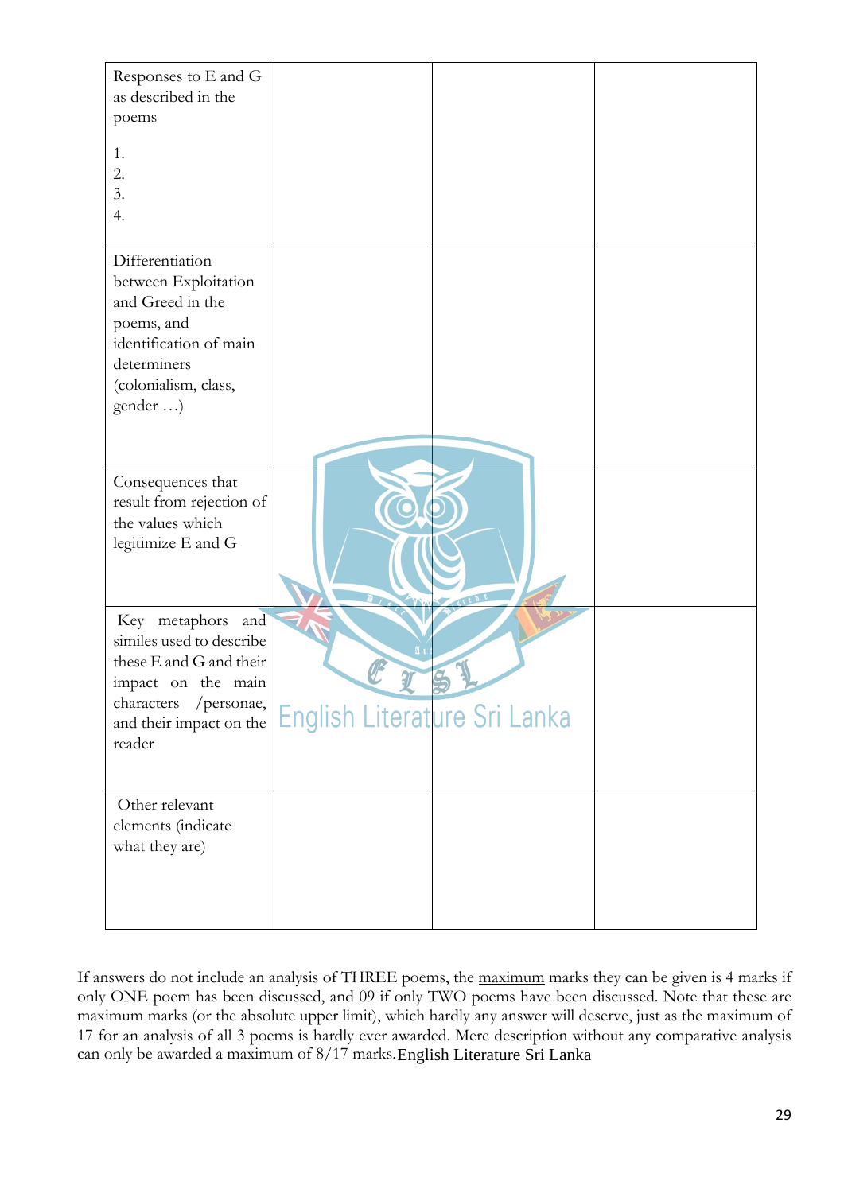| | | | |
|---|---|---|---|
| Responses to E and G as described in the poems<br>1.<br>2.<br>3.<br>4. | | | |
| Differentiation between Exploitation and Greed in the poems, and identification of main determiners (colonialism, class, gender …) | | | |
| Consequences that result from rejection of the values which legitimize E and G | | | |
| Key metaphors and similes used to describe these E and G and their impact on the main characters /personae, and their impact on the reader | | | |
| Other relevant elements (indicate what they are) | | | |

If answers do not include an analysis of THREE poems, the maximum marks they can be given is 4 marks if only ONE poem has been discussed, and 09 if only TWO poems have been discussed. Note that these are maximum marks (or the absolute upper limit), which hardly any answer will deserve, just as the maximum of 17 for an analysis of all 3 poems is hardly ever awarded. Mere description without any comparative analysis can only be awarded a maximum of 8/17 marks.